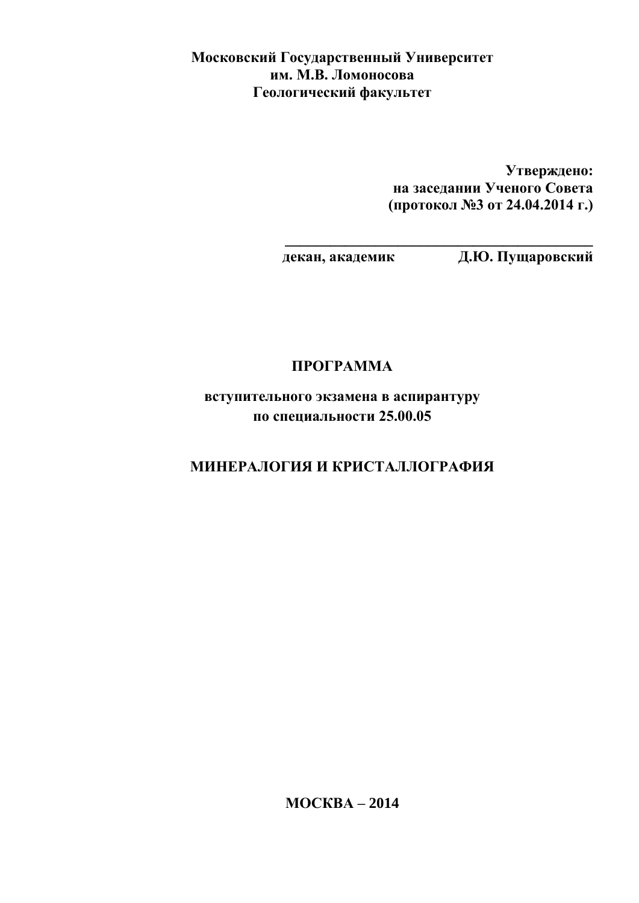**Московский Государственный Университет**
**им. М.В. Ломоносова**
**Геологический факультет**

**Утверждено:**
**на заседании Ученого Совета**
**(протокол №3 от 24.04.2014 г.)**

**\_\_\_\_\_\_\_\_\_\_\_\_\_\_\_\_\_\_\_\_\_\_\_\_\_\_\_\_\_\_\_\_\_\_\_\_\_\_\_\_\_\_**
**декан, академик Д.Ю. Пущаровский**

# ПРОГРАММА

**вступительного экзамена в аспирантуру**
**по специальности 25.00.05**

# МИНЕРАЛОГИЯ И КРИСТАЛЛОГРАФИЯ

**МОСКВА – 2014**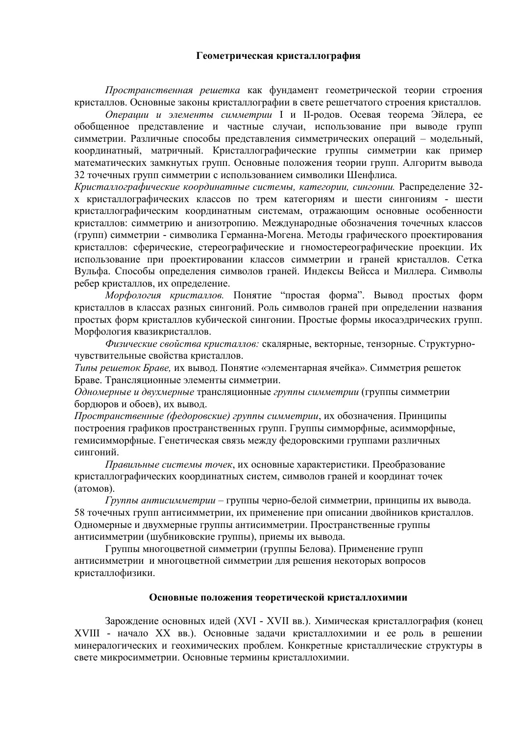### Геометрическая кристаллография

*Пространственная решетка* как фундамент геометрической теории строения кристаллов. Основные законы кристаллографии в свете решетчатого строения кристаллов.

*Операции и элементы симметрии* I и II-родов. Осевая теорема Эйлера, ее обобщенное представление и частные случаи, использование при выводе групп симметрии. Различные способы представления симметрических операций – модельный, координатный, матричный. Кристаллографические группы симметрии как пример математических замкнутых групп. Основные положения теории групп. Алгоритм вывода 32 точечных групп симметрии с использованием символики Шенфлиса.

*Кристаллографические координатные системы, категории, сингонии.* Распределение 32-х кристаллографических классов по трем категориям и шести сингониям - шести кристаллографическим координатным системам, отражающим основные особенности кристаллов: симметрию и анизотропию. Международные обозначения точечных классов (групп) симметрии - символика Германна-Могена. Методы графического проектирования кристаллов: сферические, стереографические и гномостереографические проекции. Их использование при проектировании классов симметрии и граней кристаллов. Сетка Вульфа. Способы определения символов граней. Индексы Вейсса и Миллера. Символы ребер кристаллов, их определение.

*Морфология кристаллов.* Понятие "простая форма". Вывод простых форм кристаллов в классах разных сингоний. Роль символов граней при определении названия простых форм кристаллов кубической сингонии. Простые формы икосаэдрических групп. Морфология квазикристаллов.

*Физические свойства кристаллов:* скалярные, векторные, тензорные. Структурно-чувствительные свойства кристаллов.

*Типы решеток Браве,* их вывод. Понятие «элементарная ячейка». Симметрия решеток Браве. Трансляционные элементы симметрии.

*Одномерные и двухмерные* трансляционные *группы симметрии* (группы симметрии бордюров и обоев), их вывод.

*Пространственные (федоровские) группы симметрии*, их обозначения. Принципы построения графиков пространственных групп. Группы симморфные, асимморфные, гемисимморфные. Генетическая связь между федоровскими группами различных сингоний.

*Правильные системы точек*, их основные характеристики. Преобразование кристаллографических координатных систем, символов граней и координат точек (атомов).

*Группы антисимметрии* – группы черно-белой симметрии, принципы их вывода. 58 точечных групп антисимметрии, их применение при описании двойников кристаллов. Одномерные и двухмерные группы антисимметрии. Пространственные группы антисимметрии (шубниковские группы), приемы их вывода.

Группы многоцветной симметрии (группы Белова). Применение групп антисимметрии и многоцветной симметрии для решения некоторых вопросов кристаллофизики.

### Основные положения теоретической кристаллохимии

Зарождение основных идей (XVI - XVII вв.). Химическая кристаллография (конец XVIII - начало XX вв.). Основные задачи кристаллохимии и ее роль в решении минералогических и геохимических проблем. Конкретные кристаллические структуры в свете микросимметрии. Основные термины кристаллохимии.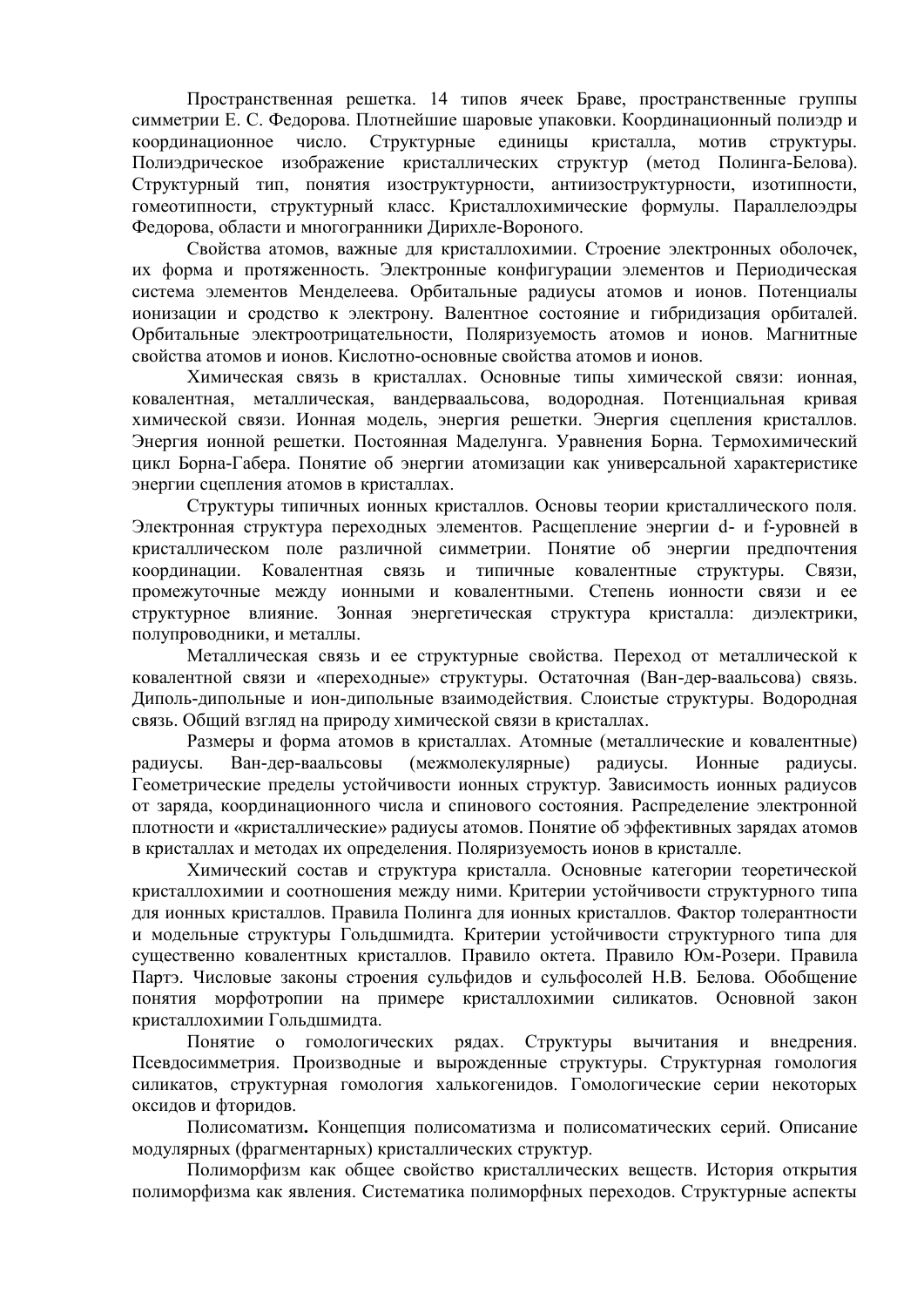Пространственная решетка. 14 типов ячеек Браве, пространственные группы симметрии Е. С. Федорова. Плотнейшие шаровые упаковки. Координационный полиэдр и координационное число. Структурные единицы кристалла, мотив структуры. Полиэдрическое изображение кристаллических структур (метод Полинга-Белова). Структурный тип, понятия изоструктурности, антиизоструктурности, изотипности, гомеотипности, структурный класс. Кристаллохимические формулы. Параллелоэдры Федорова, области и многогранники Дирихле-Вороного.

Свойства атомов, важные для кристаллохимии. Строение электронных оболочек, их форма и протяженность. Электронные конфигурации элементов и Периодическая система элементов Менделеева. Орбитальные радиусы атомов и ионов. Потенциалы ионизации и сродство к электрону. Валентное состояние и гибридизация орбиталей. Орбитальные электроотрицательности, Поляризуемость атомов и ионов. Магнитные свойства атомов и ионов. Кислотно-основные свойства атомов и ионов.

Химическая связь в кристаллах. Основные типы химической связи: ионная, ковалентная, металлическая, вандерваальсова, водородная. Потенциальная кривая химической связи. Ионная модель, энергия решетки. Энергия сцепления кристаллов. Энергия ионной решетки. Постоянная Маделунга. Уравнения Борна. Термохимический цикл Борна-Габера. Понятие об энергии атомизации как универсальной характеристике энергии сцепления атомов в кристаллах.

Структуры типичных ионных кристаллов. Основы теории кристаллического поля. Электронная структура переходных элементов. Расщепление энергии d- и f-уровней в кристаллическом поле различной симметрии. Понятие об энергии предпочтения координации. Ковалентная связь и типичные ковалентные структуры. Связи, промежуточные между ионными и ковалентными. Степень ионности связи и ее структурное влияние. Зонная энергетическая структура кристалла: диэлектрики, полупроводники, и металлы.

Металлическая связь и ее структурные свойства. Переход от металлической к ковалентной связи и «переходные» структуры. Остаточная (Ван-дер-ваальсова) связь. Диполь-дипольные и ион-дипольные взаимодействия. Слоистые структуры. Водородная связь. Общий взгляд на природу химической связи в кристаллах.

Размеры и форма атомов в кристаллах. Атомные (металлические и ковалентные) радиусы. Ван-дер-ваальсовы (межмолекулярные) радиусы. Ионные радиусы. Геометрические пределы устойчивости ионных структур. Зависимость ионных радиусов от заряда, координационного числа и спинового состояния. Распределение электронной плотности и «кристаллические» радиусы атомов. Понятие об эффективных зарядах атомов в кристаллах и методах их определения. Поляризуемость ионов в кристалле.

Химический состав и структура кристалла. Основные категории теоретической кристаллохимии и соотношения между ними. Критерии устойчивости структурного типа для ионных кристаллов. Правила Полинга для ионных кристаллов. Фактор толерантности и модельные структуры Гольдшмидта. Критерии устойчивости структурного типа для существенно ковалентных кристаллов. Правило октета. Правило Юм-Розери. Правила Партэ. Числовые законы строения сульфидов и сульфосолей Н.В. Белова. Обобщение понятия морфотропии на примере кристаллохимии силикатов. Основной закон кристаллохимии Гольдшмидта.

Понятие о гомологических рядах. Структуры вычитания и внедрения. Псевдосимметрия. Производные и вырожденные структуры. Структурная гомология силикатов, структурная гомология халькогенидов. Гомологические серии некоторых оксидов и фторидов.

**Полисоматизм.** Концепция полисоматизма и полисоматических серий. Описание модулярных (фрагментарных) кристаллических структур.

Полиморфизм как общее свойство кристаллических веществ. История открытия полиморфизма как явления. Систематика полиморфных переходов. Структурные аспекты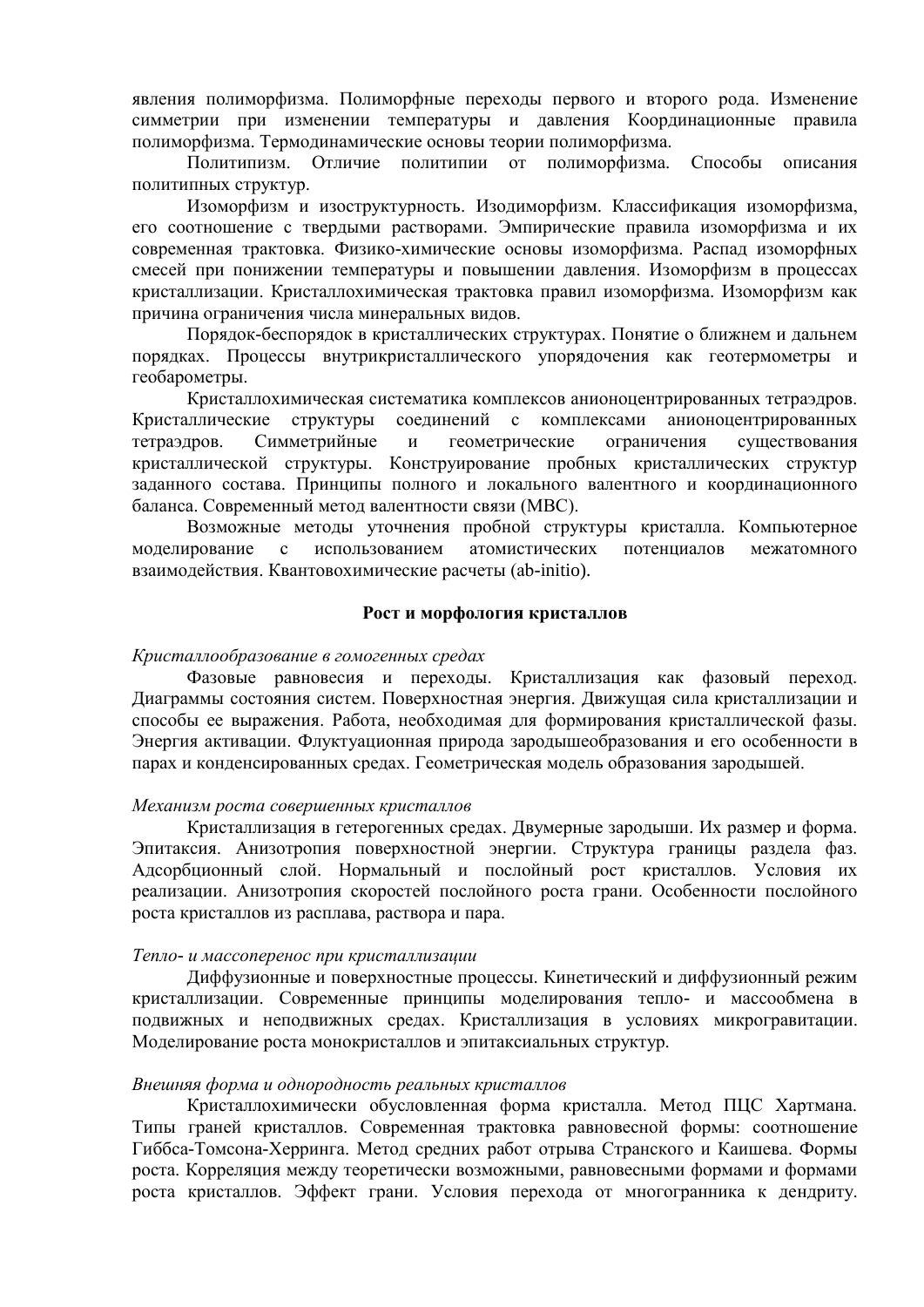явления полиморфизма. Полиморфные переходы первого и второго рода. Изменение симметрии при изменении температуры и давления Координационные правила полиморфизма. Термодинамические основы теории полиморфизма.

Политипизм. Отличие политипии от полиморфизма. Способы описания политипных структур.

Изоморфизм и изоструктурность. Изодиморфизм. Классификация изоморфизма, его соотношение с твердыми растворами. Эмпирические правила изоморфизма и их современная трактовка. Физико-химические основы изоморфизма. Распад изоморфных смесей при понижении температуры и повышении давления. Изоморфизм в процессах кристаллизации. Кристаллохимическая трактовка правил изоморфизма. Изоморфизм как причина ограничения числа минеральных видов.

Порядок-беспорядок в кристаллических структурах. Понятие о ближнем и дальнем порядках. Процессы внутрикристаллического упорядочения как геотермометры и геобарометры.

Кристаллохимическая систематика комплексов анионоцентрированных тетраэдров. Кристаллические структуры соединений с комплексами анионоцентрированных тетраэдров. Симметрийные и геометрические ограничения существования кристаллической структуры. Конструирование пробных кристаллических структур заданного состава. Принципы полного и локального валентного и координационного баланса. Современный метод валентности связи (МВС).

Возможные методы уточнения пробной структуры кристалла. Компьютерное моделирование с использованием атомистических потенциалов межатомного взаимодействия. Квантовохимические расчеты (ab-initio).

## Рост и морфология кристаллов

*Кристаллообразование в гомогенных средах*

Фазовые равновесия и переходы. Кристаллизация как фазовый переход. Диаграммы состояния систем. Поверхностная энергия. Движущая сила кристаллизации и способы ее выражения. Работа, необходимая для формирования кристаллической фазы. Энергия активации. Флуктуационная природа зародышеобразования и его особенности в парах и конденсированных средах. Геометрическая модель образования зародышей.

*Механизм роста совершенных кристаллов*

Кристаллизация в гетерогенных средах. Двумерные зародыши. Их размер и форма. Эпитаксия. Анизотропия поверхностной энергии. Структура границы раздела фаз. Адсорбционный слой. Нормальный и послойный рост кристаллов. Условия их реализации. Анизотропия скоростей послойного роста грани. Особенности послойного роста кристаллов из расплава, раствора и пара.

*Тепло- и массоперенос при кристаллизации*

Диффузионные и поверхностные процессы. Кинетический и диффузионный режим кристаллизации. Современные принципы моделирования тепло- и массообмена в подвижных и неподвижных средах. Кристаллизация в условиях микрогравитации. Моделирование роста монокристаллов и эпитаксиальных структур.

*Внешняя форма и однородность реальных кристаллов*

Кристаллохимически обусловленная форма кристалла. Метод ПЦС Хартмана. Типы граней кристаллов. Современная трактовка равновесной формы: соотношение Гиббса-Томсона-Херринга. Метод средних работ отрыва Странского и Каишева. Формы роста. Корреляция между теоретически возможными, равновесными формами и формами роста кристаллов. Эффект грани. Условия перехода от многогранника к дендриту.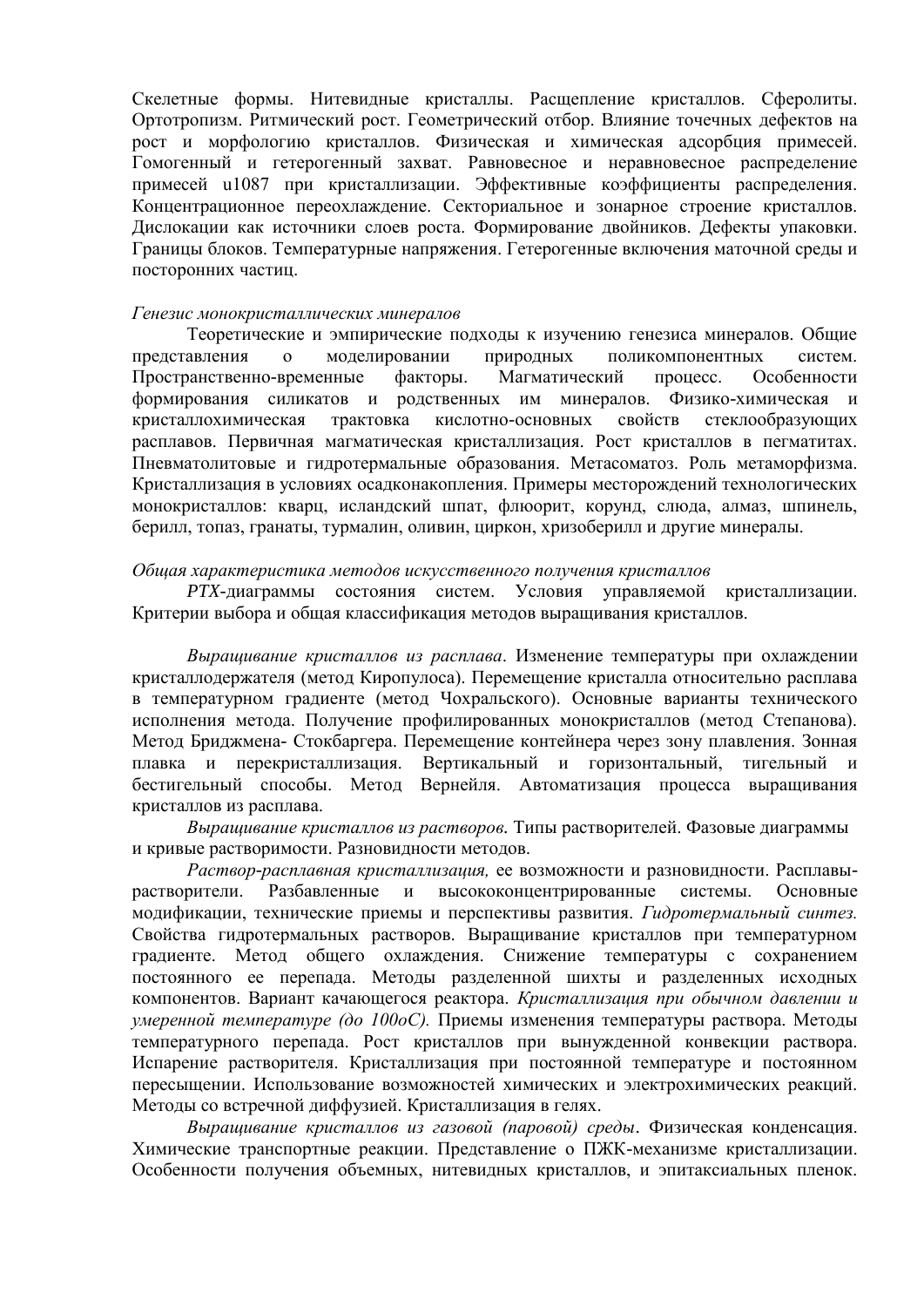Скелетные формы. Нитевидные кристаллы. Расщепление кристаллов. Сферолиты. Ортотропизм. Ритмический рост. Геометрический отбор. Влияние точечных дефектов на рост и морфологию кристаллов. Физическая и химическая адсорбция примесей. Гомогенный и гетерогенный захват. Равновесное и неравновесное распределение примесей u1087 при кристаллизации. Эффективные коэффициенты распределения. Концентрационное переохлаждение. Секториальное и зонарное строение кристаллов. Дислокации как источники слоев роста. Формирование двойников. Дефекты упаковки. Границы блоков. Температурные напряжения. Гетерогенные включения маточной среды и посторонних частиц.

*Генезис монокристаллических минералов*

Теоретические и эмпирические подходы к изучению генезиса минералов. Общие представления о моделировании природных поликомпонентных систем. Пространственно-временные факторы. Магматический процесс. Особенности формирования силикатов и родственных им минералов. Физико-химическая и кристаллохимическая трактовка кислотно-основных свойств стеклообразующих расплавов. Первичная магматическая кристаллизация. Рост кристаллов в пегматитах. Пневматолитовые и гидротермальные образования. Метасоматоз. Роль метаморфизма. Кристаллизация в условиях осадконакопления. Примеры месторождений технологических монокристаллов: кварц, исландский шпат, флюорит, корунд, слюда, алмаз, шпинель, берилл, топаз, гранаты, турмалин, оливин, циркон, хризоберилл и другие минералы.

*Общая характеристика методов искусственного получения кристаллов*

*PTX*-диаграммы состояния систем. Условия управляемой кристаллизации. Критерии выбора и общая классификация методов выращивания кристаллов.

*Выращивание кристаллов из расплава*. Изменение температуры при охлаждении кристаллодержателя (метод Киропулоса). Перемещение кристалла относительно расплава в температурном градиенте (метод Чохральского). Основные варианты технического исполнения метода. Получение профилированных монокристаллов (метод Степанова). Метод Бриджмена- Стокбаргера. Перемещение контейнера через зону плавления. Зонная плавка и перекристаллизация. Вертикальный и горизонтальный, тигельный и бестигельный способы. Метод Вернейля. Автоматизация процесса выращивания кристаллов из расплава.

*Выращивание кристаллов из растворов*. Типы растворителей. Фазовые диаграммы и кривые растворимости. Разновидности методов.

*Раствор-расплавная кристаллизация,* ее возможности и разновидности. Расплавы-растворители. Разбавленные и высококонцентрированные системы. Основные модификации, технические приемы и перспективы развития. *Гидротермальный синтез.* Свойства гидротермальных растворов. Выращивание кристаллов при температурном градиенте. Метод общего охлаждения. Снижение температуры с сохранением постоянного ее перепада. Методы разделенной шихты и разделенных исходных компонентов. Вариант качающегося реактора. *Кристаллизация при обычном давлении и умеренной температуре (до 100оС).* Приемы изменения температуры раствора. Методы температурного перепада. Рост кристаллов при вынужденной конвекции раствора. Испарение растворителя. Кристаллизация при постоянной температуре и постоянном пересыщении. Использование возможностей химических и электрохимических реакций. Методы со встречной диффузией. Кристаллизация в гелях.

*Выращивание кристаллов из газовой (паровой) среды*. Физическая конденсация. Химические транспортные реакции. Представление о ПЖК-механизме кристаллизации. Особенности получения объемных, нитевидных кристаллов, и эпитаксиальных пленок.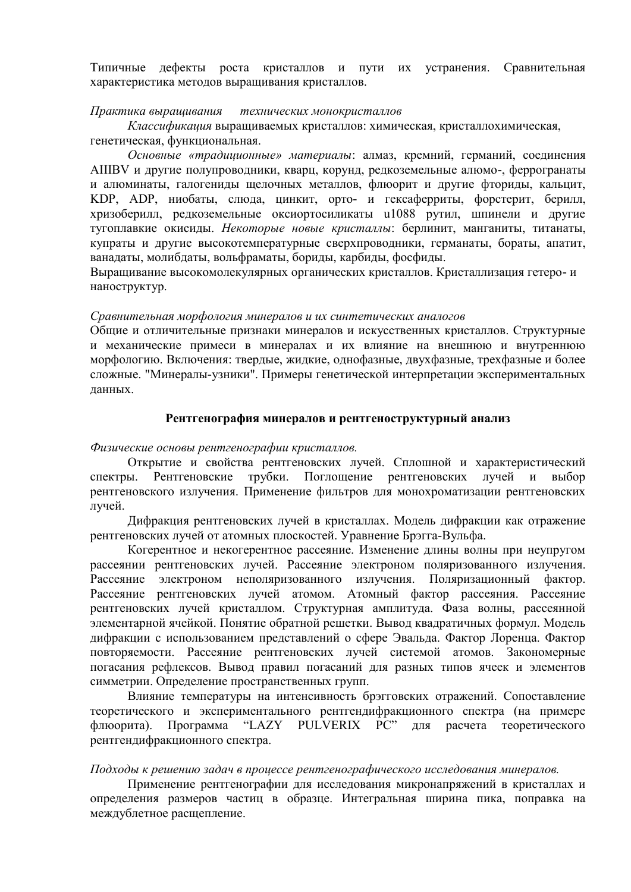Типичные дефекты роста кристаллов и пути их устранения. Сравнительная характеристика методов выращивания кристаллов.

*Практика выращивания технических монокристаллов*

*Классификация* выращиваемых кристаллов: химическая, кристаллохимическая, генетическая, функциональная.

*Основные «традиционные» материалы*: алмаз, кремний, германий, соединения AIIIBV и другие полупроводники, кварц, корунд, редкоземельные алюмо-, феррогранаты и алюминаты, галогениды щелочных металлов, флюорит и другие фториды, кальцит, KDP, ADP, ниобаты, слюда, цинкит, орто- и гексаферриты, форстерит, берилл, хризоберилл, редкоземельные оксиортосиликаты u1088 рутил, шпинели и другие тугоплавкие окисиды. *Некоторые новые кристаллы*: берлинит, манганиты, титанаты, купраты и другие высокотемпературные сверхпроводники, германаты, бораты, апатит, ванадаты, молибдаты, вольфраматы, бориды, карбиды, фосфиды.

Выращивание высокомолекулярных органических кристаллов. Кристаллизация гетеро- и наноструктур.

*Сравнительная морфология минералов и их синтетических аналогов*

Общие и отличительные признаки минералов и искусственных кристаллов. Структурные и механические примеси в минералах и их влияние на внешнюю и внутреннюю морфологию. Включения: твердые, жидкие, однофазные, двухфазные, трехфазные и более сложные. "Минералы-узники". Примеры генетической интерпретации экспериментальных данных.

## Рентгенография минералов и рентгеноструктурный анализ

*Физические основы рентгенографии кристаллов.*

Открытие и свойства рентгеновских лучей. Сплошной и характеристический спектры. Рентгеновские трубки. Поглощение рентгеновских лучей и выбор рентгеновского излучения. Применение фильтров для монохроматизации рентгеновских лучей.

Дифракция рентгеновских лучей в кристаллах. Модель дифракции как отражение рентгеновских лучей от атомных плоскостей. Уравнение Брэгга-Вульфа.

Когерентное и некогерентное рассеяние. Изменение длины волны при неупругом рассеянии рентгеновских лучей. Рассеяние электроном поляризованного излучения. Рассеяние электроном неполяризованного излучения. Поляризационный фактор. Рассеяние рентгеновских лучей атомом. Атомный фактор рассеяния. Рассеяние рентгеновских лучей кристаллом. Структурная амплитуда. Фаза волны, рассеянной элементарной ячейкой. Понятие обратной решетки. Вывод квадратичных формул. Модель дифракции с использованием представлений о сфере Эвальда. Фактор Лоренца. Фактор повторяемости. Рассеяние рентгеновских лучей системой атомов. Закономерные погасания рефлексов. Вывод правил погасаний для разных типов ячеек и элементов симметрии. Определение пространственных групп.

Влияние температуры на интенсивность брэгговских отражений. Сопоставление теоретического и экспериментального рентгендифракционного спектра (на примере флюорита). Программа “LAZY PULVERIX PC” для расчета теоретического рентгендифракционного спектра.

*Подходы к решению задач в процессе рентгенографического исследования минералов.*

Применение рентгенографии для исследования микронапряжений в кристаллах и определения размеров частиц в образце. Интегральная ширина пика, поправка на междублетное расщепление.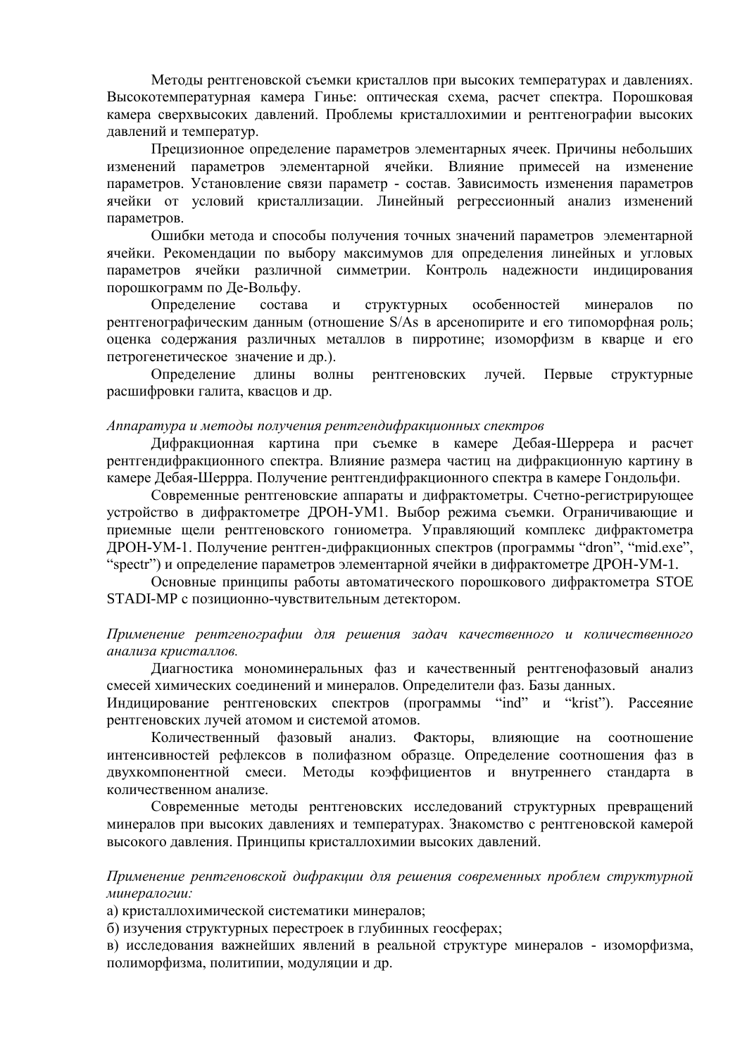Методы рентгеновской съемки кристаллов при высоких температурах и давлениях. Высокотемпературная камера Гинье: оптическая схема, расчет спектра. Порошковая камера сверхвысоких давлений. Проблемы кристаллохимии и рентгенографии высоких давлений и температур.

Прецизионное определение параметров элементарных ячеек. Причины небольших изменений параметров элементарной ячейки. Влияние примесей на изменение параметров. Установление связи параметр - состав. Зависимость изменения параметров ячейки от условий кристаллизации. Линейный регрессионный анализ изменений параметров.

Ошибки метода и способы получения точных значений параметров элементарной ячейки. Рекомендации по выбору максимумов для определения линейных и угловых параметров ячейки различной симметрии. Контроль надежности индицирования порошкограмм по Де-Вольфу.

Определение состава и структурных особенностей минералов по рентгенографическим данным (отношение S/As в арсенопирите и его типоморфная роль; оценка содержания различных металлов в пирротине; изоморфизм в кварце и его петрогенетическое значение и др.).

Определение длины волны рентгеновских лучей. Первые структурные расшифровки галита, кварцев и др.

*Аппаратура и методы получения рентгендифракционных спектров*

Дифракционная картина при съемке в камере Дебая-Шеррера и расчет рентгендифракционного спектра. Влияние размера частиц на дифракционную картину в камере Дебая-Шеррра. Получение рентгендифракционного спектра в камере Гондольфи.

Современные рентгеновские аппараты и дифрактометры. Счетно-регистрирующее устройство в дифрактометре ДРОН-УМ1. Выбор режима съемки. Ограничивающие и приемные щели рентгеновского гониометра. Управляющий комплекс дифрактометра ДРОН-УМ-1. Получение рентген-дифракционных спектров (программы "dron", "mid.exe", "spectr") и определение параметров элементарной ячейки в дифрактометре ДРОН-УМ-1.

Основные принципы работы автоматического порошкового дифрактометра STOE STADI-MP с позиционно-чувствительным детектором.

*Применение рентгенографии для решения задач качественного и количественного анализа кристаллов.*

Диагностика мономинеральных фаз и качественный рентгенофазовый анализ смесей химических соединений и минералов. Определители фаз. Базы данных.

Индицирование рентгеновских спектров (программы "ind" и "krist"). Рассеяние рентгеновских лучей атомом и системой атомов.

Количественный фазовый анализ. Факторы, влияющие на соотношение интенсивностей рефлексов в полифазном образце. Определение соотношения фаз в двухкомпонентной смеси. Методы коэффициентов и внутреннего стандарта в количественном анализе.

Современные методы рентгеновских исследований структурных превращений минералов при высоких давлениях и температурах. Знакомство с рентгеновской камерой высокого давления. Принципы кристаллохимии высоких давлений.

*Применение рентгеновской дифракции для решения современных проблем структурной минералогии:*

а) кристаллохимической систематики минералов;

б) изучения структурных перестроек в глубинных геосферах;

в) исследования важнейших явлений в реальной структуре минералов - изоморфизма, полиморфизма, политипии, модуляции и др.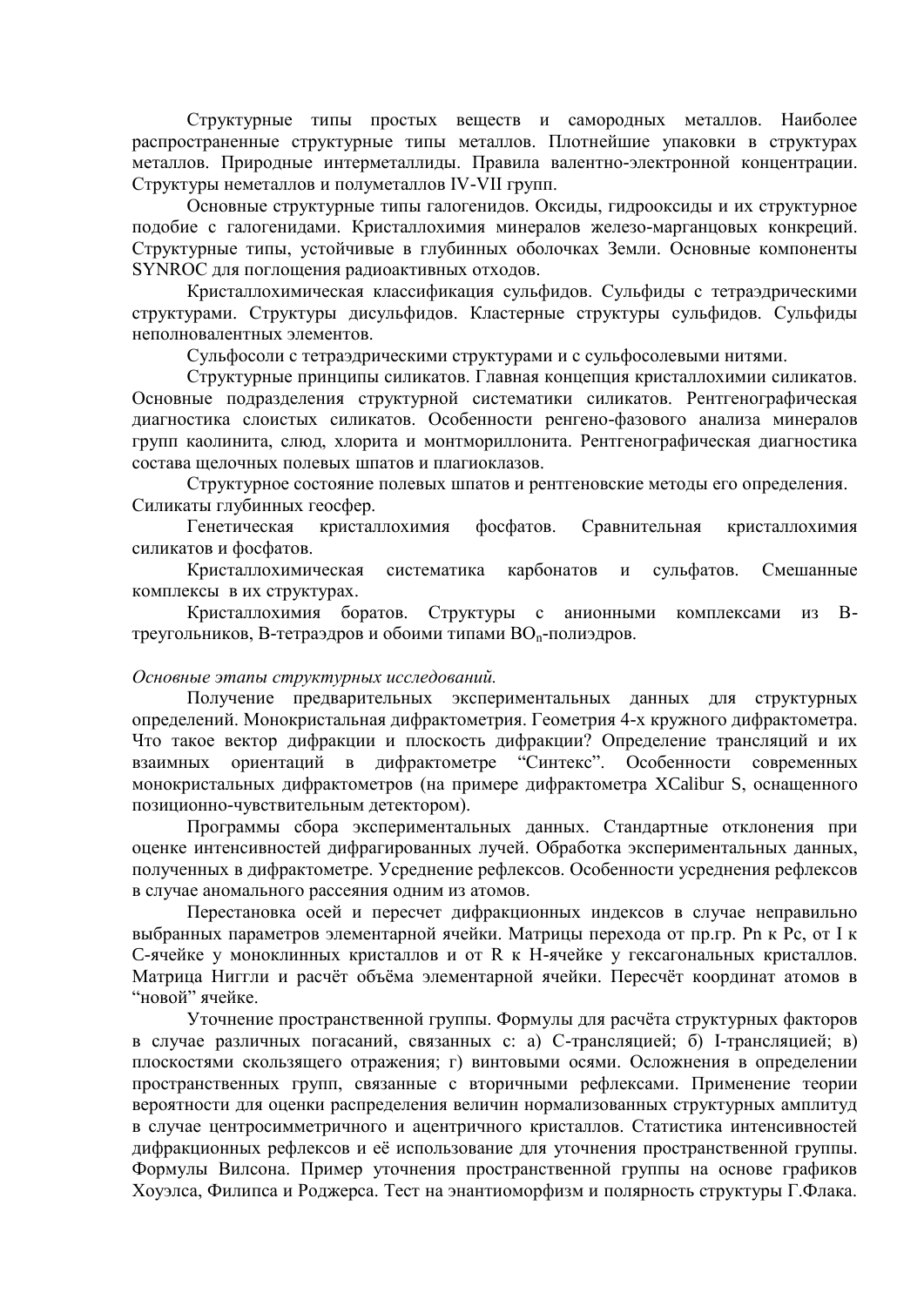Структурные типы простых веществ и самородных металлов. Наиболее распространенные структурные типы металлов. Плотнейшие упаковки в структурах металлов. Природные интерметаллиды. Правила валентно-электронной концентрации. Структуры неметаллов и полуметаллов IV-VII групп.

Основные структурные типы галогенидов. Оксиды, гидрооксиды и их структурное подобие с галогенидами. Кристаллохимия минералов железо-марганцовых конкреций. Структурные типы, устойчивые в глубинных оболочках Земли. Основные компоненты SYNROC для поглощения радиоактивных отходов.

Кристаллохимическая классификация сульфидов. Сульфиды с тетраэдрическими структурами. Структуры дисульфидов. Кластерные структуры сульфидов. Сульфиды неполновалентных элементов.

Сульфосоли с тетраэдрическими структурами и с сульфосолевыми нитями.

Структурные принципы силикатов. Главная концепция кристаллохимии силикатов. Основные подразделения структурной систематики силикатов. Рентгенографическая диагностика слоистых силикатов. Особенности ренгено-фазового анализа минералов групп каолинита, слюд, хлорита и монтмориллонита. Рентгенографическая диагностика состава щелочных полевых шпатов и плагиоклазов.

Структурное состояние полевых шпатов и рентгеновские методы его определения. Силикаты глубинных геосфер.

Генетическая кристаллохимия фосфатов. Сравнительная кристаллохимия силикатов и фосфатов.

Кристаллохимическая систематика карбонатов и сульфатов. Смешанные комплексы в их структурах.

Кристаллохимия боратов. Структуры с анионными комплексами из В-треугольников, В-тетраэдров и обоими типами $BO_n$-полиэдров.

*Основные этапы структурных исследований.*

Получение предварительных экспериментальных данных для структурных определений. Монокристальная дифрактометрия. Геометрия 4-х кружного дифрактометра. Что такое вектор дифракции и плоскость дифракции? Определение трансляций и их взаимных ориентаций в дифрактометре "Синтекс". Особенности современных монокристальных дифрактометров (на примере дифрактометра XCalibur S, оснащенного позиционно-чувствительным детектором).

Программы сбора экспериментальных данных. Стандартные отклонения при оценке интенсивностей дифрагированных лучей. Обработка экспериментальных данных, полученных в дифрактометре. Усреднение рефлексов. Особенности усреднения рефлексов в случае аномального рассеяния одним из атомов.

Перестановка осей и пересчет дифракционных индексов в случае неправильно выбранных параметров элементарной ячейки. Матрицы перехода от пр.гр. Pn к Pc, от I к C-ячейке у моноклинных кристаллов и от R к H-ячейке у гексагональных кристаллов. Матрица Ниггли и расчёт объёма элементарной ячейки. Пересчёт координат атомов в "новой" ячейке.

Уточнение пространственной группы. Формулы для расчёта структурных факторов в случае различных погасаний, связанных с: а) С-трансляцией; б) I-трансляцией; в) плоскостями скользящего отражения; г) винтовыми осями. Осложнения в определении пространственных групп, связанные с вторичными рефлексами. Применение теории вероятности для оценки распределения величин нормализованных структурных амплитуд в случае центросимметричного и ацентричного кристаллов. Статистика интенсивностей дифракционных рефлексов и её использование для уточнения пространственной группы. Формулы Вилсона. Пример уточнения пространственной группы на основе графиков Хоуэлса, Филипса и Роджерса. Тест на энантиоморфизм и полярность структуры Г.Флака.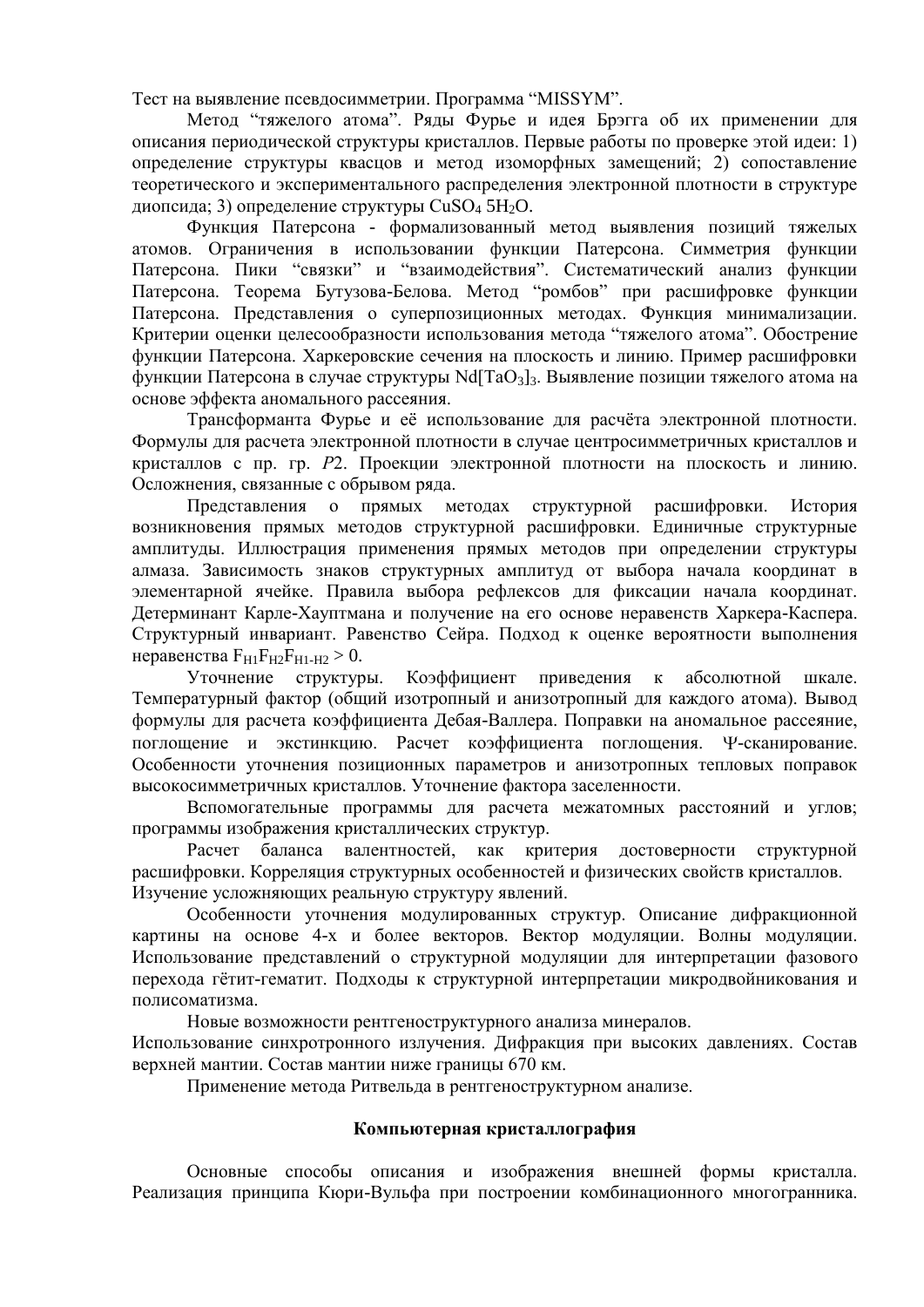Тест на выявление псевдосимметрии. Программа “MISSYM”.

Метод “тяжелого атома”. Ряды Фурье и идея Брэгга об их применении для описания периодической структуры кристаллов. Первые работы по проверке этой идеи: 1) определение структуры квасцов и метод изоморфных замещений; 2) сопоставление теоретического и экспериментального распределения электронной плотности в структуре диопсида; 3) определение структуры $CuSO_4\ 5H_2O$.

Функция Патерсона - формализованный метод выявления позиций тяжелых атомов. Ограничения в использовании функции Патерсона. Симметрия функции Патерсона. Пики “связки” и “взаимодействия”. Систематический анализ функции Патерсона. Теорема Бутузова-Белова. Метод “ромбов” при расшифровке функции Патерсона. Представления о суперпозиционных методах. Функция минимализации. Критерии оценки целесообразности использования метода “тяжелого атома”. Обострение функции Патерсона. Харкеровские сечения на плоскость и линию. Пример расшифровки функции Патерсона в случае структуры $Nd[TaO_3]_3$. Выявление позиции тяжелого атома на основе эффекта аномального рассеяния.

Трансформанта Фурье и её использование для расчёта электронной плотности. Формулы для расчета электронной плотности в случае центросимметричных кристаллов и кристаллов с пр. гр. *P*2. Проекции электронной плотности на плоскость и линию. Осложнения, связанные с обрывом ряда.

Представления о прямых методах структурной расшифровки. История возникновения прямых методов структурной расшифровки. Единичные структурные амплитуды. Иллюстрация применения прямых методов при определении структуры алмаза. Зависимость знаков структурных амплитуд от выбора начала координат в элементарной ячейке. Правила выбора рефлексов для фиксации начала координат. Детерминант Карле-Хауптмана и получение на его основе неравенств Харкера-Каспера. Структурный инвариант. Равенство Сейра. Подход к оценке вероятности выполнения неравенства $F_{H1}F_{H2}F_{H1-H2} > 0$.

Уточнение структуры. Коэффициент приведения к абсолютной шкале. Температурный фактор (общий изотропный и анизотропный для каждого атома). Вывод формулы для расчета коэффициента Дебая-Валлера. Поправки на аномальное рассеяние, поглощение и экстинкцию. Расчет коэффициента поглощения. $\Psi$-сканирование. Особенности уточнения позиционных параметров и анизотропных тепловых поправок высокосимметричных кристаллов. Уточнение фактора заселенности.

Вспомогательные программы для расчета межатомных расстояний и углов; программы изображения кристаллических структур.

Расчет баланса валентностей, как критерия достоверности структурной расшифровки. Корреляция структурных особенностей и физических свойств кристаллов.
Изучение усложняющих реальную структуру явлений.

Особенности уточнения модулированных структур. Описание дифракционной картины на основе 4-х и более векторов. Вектор модуляции. Волны модуляции. Использование представлений о структурной модуляции для интерпретации фазового перехода гётит-гематит. Подходы к структурной интерпретации микродвойникования и полисоматизма.

Новые возможности рентгеноструктурного анализа минералов.
Использование синхротронного излучения. Дифракция при высоких давлениях. Состав верхней мантии. Состав мантии ниже границы 670 км.

Применение метода Ритвельда в рентгеноструктурном анализе.

**Компьютерная кристаллография**

Основные способы описания и изображения внешней формы кристалла. Реализация принципа Кюри-Вульфа при построении комбинационного многогранника.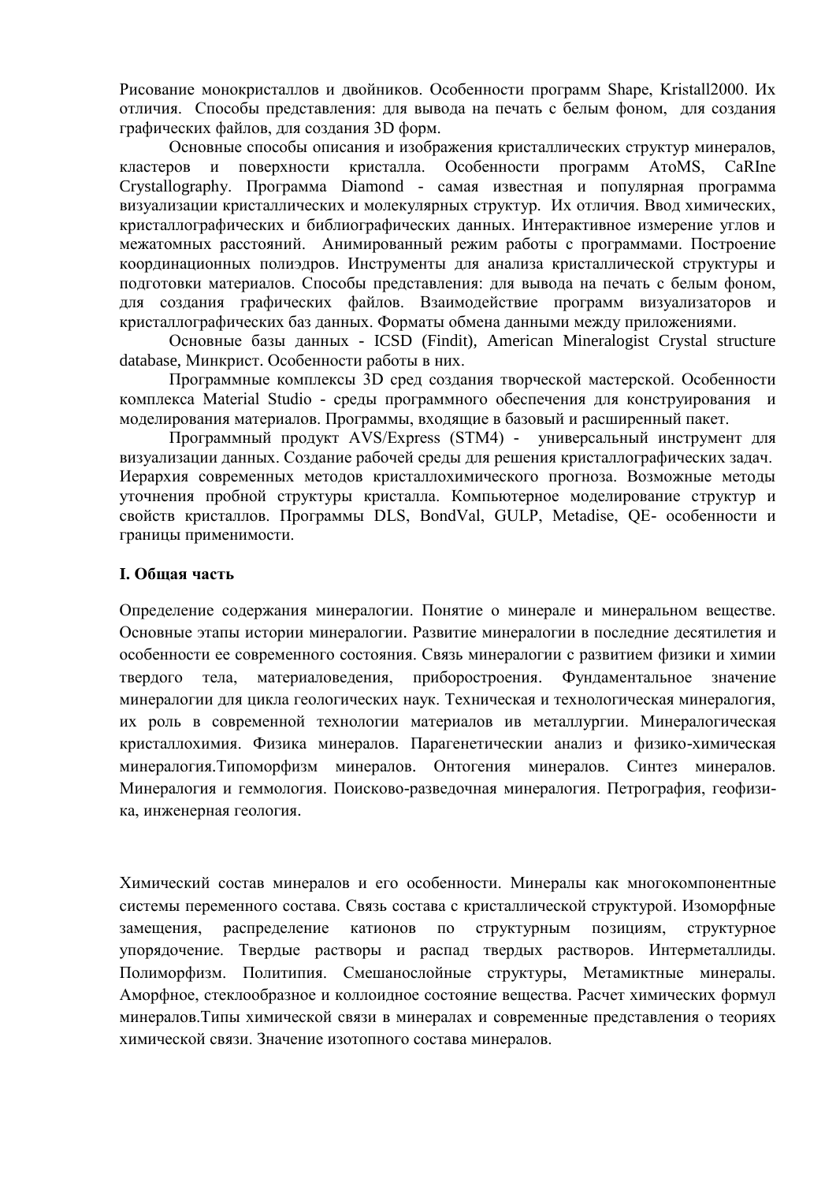Рисование монокристаллов и двойников. Особенности программ Shape, Kristall2000. Их отличия. Способы представления: для вывода на печать с белым фоном, для создания графических файлов, для создания 3D форм.

Основные способы описания и изображения кристаллических структур минералов, кластеров и поверхности кристалла. Особенности программ AтoMS, CaRIne Crystallography. Программа Diamond - самая известная и популярная программа визуализации кристаллических и молекулярных структур. Их отличия. Ввод химических, кристаллографических и библиографических данных. Интерактивное измерение углов и межатомных расстояний. Анимированный режим работы с программами. Построение координационных полиэдров. Инструменты для анализа кристаллической структуры и подготовки материалов. Способы представления: для вывода на печать с белым фоном, для создания графических файлов. Взаимодействие программ визуализаторов и кристаллографических баз данных. Форматы обмена данными между приложениями.

Основные базы данных - ICSD (Findit), American Mineralogist Crystal structure database, Минкрист. Особенности работы в них.

Программные комплексы 3D сред создания творческой мастерской. Особенности комплекса Material Studio - среды программного обеспечения для конструирования и моделирования материалов. Программы, входящие в базовый и расширенный пакет.

Программный продукт AVS/Express (STM4) - универсальный инструмент для визуализации данных. Создание рабочей среды для решения кристаллографических задач. Иерархия современных методов кристаллохимического прогноза. Возможные методы уточнения пробной структуры кристалла. Компьютерное моделирование структур и свойств кристаллов. Программы DLS, BondVal, GULP, Metadise, QE- особенности и границы применимости.

**I. Общая часть**

Определение содержания минералогии. Понятие о минерале и минеральном веществе. Основные этапы истории минералогии. Развитие минералогии в последние десятилетия и особенности ее современного состояния. Связь минералогии с развитием физики и химии твердого тела, материаловедения, приборостроения. Фундаментальное значение минералогии для цикла геологических наук. Техническая и технологическая минералогия, их роль в современной технологии материалов ив металлургии. Минералогическая кристаллохимия. Физика минералов. Парагенетическии анализ и физико-химическая минералогия.Типоморфизм минералов. Онтогения минералов. Синтез минералов. Минералогия и геммология. Поисково-разведочная минералогия. Петрография, геофизика, инженерная геология.

Химический состав минералов и его особенности. Минералы как многокомпонентные системы переменного состава. Связь состава с кристаллической структурой. Изоморфные замещения, распределение катионов по структурным позициям, структурное упорядочение. Твердые растворы и распад твердых растворов. Интерметаллиды. Полиморфизм. Политипия. Смешанослойные структуры, Метамиктные минералы. Аморфное, стеклообразное и коллоидное состояние вещества. Расчет химических формул минералов.Типы химической связи в минералах и современные представления о теориях химической связи. Значение изотопного состава минералов.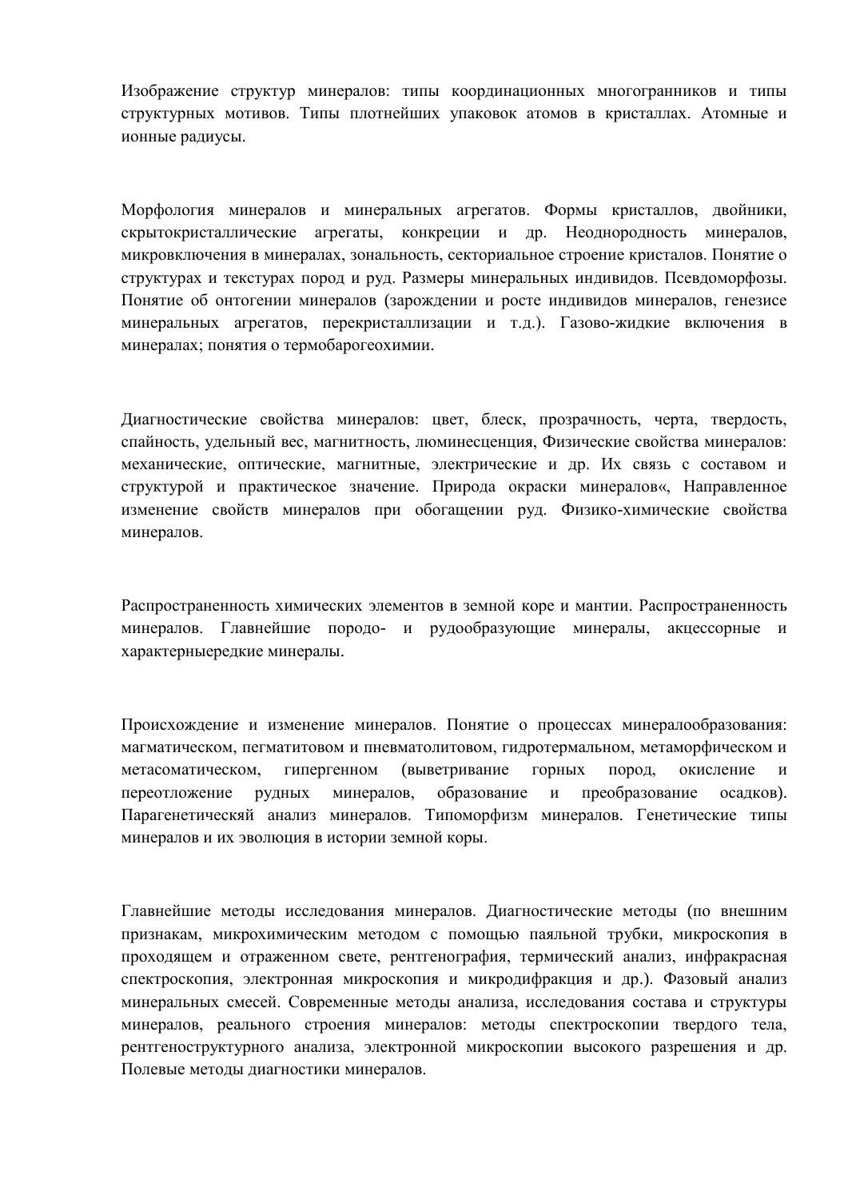Изображение структур минералов: типы координационных многогранников и типы структурных мотивов. Типы плотнейших упаковок атомов в кристаллах. Атомные и ионные радиусы.

Морфология минералов и минеральных агрегатов. Формы кристаллов, двойники, скрытокристаллические агрегаты, конкреции и др. Неоднородность минералов, микровключения в минералах, зональность, секториальное строение кристалов. Понятие о структурах и текстурах пород и руд. Размеры минеральных индивидов. Псевдоморфозы. Понятие об онтогении минералов (зарождении и росте индивидов минералов, генезисе минеральных агрегатов, перекристаллизации и т.д.). Газово-жидкие включения в минералах; понятия о термобарогеохимии.

Диагностические свойства минералов: цвет, блеск, прозрачность, черта, твердость, спайность, удельный вес, магнитность, люминесценция, Физические свойства минералов: механические, оптические, магнитные, электрические и др. Их связь с составом и структурой и практическое значение. Природа окраски минералов«, Направленное изменение свойств минералов при обогащении руд. Физико-химические свойства минералов.

Распространенность химических элементов в земной коре и мантии. Распространенность минералов. Главнейшие породо- и рудообразующие минералы, акцессорные и характерныередкие минералы.

Происхождение и изменение минералов. Понятие о процессах минералообразования: магматическом, пегматитовом и пневматолитовом, гидротермальном, метаморфическом и метасоматическом, гипергенном (выветривание горных пород, окисление и переотложение рудных минералов, образование и преобразование осадков). Парагенетическяй анализ минералов. Типоморфизм минералов. Генетические типы минералов и их эволюция в истории земной коры.

Главнейшие методы исследования минералов. Диагностические методы (по внешним признакам, микрохимическим методом с помощью паяльной трубки, микроскопия в проходящем и отраженном свете, рентгенография, термический анализ, инфракрасная спектроскопия, электронная микроскопия и микродифракция и др.). Фазовый анализ минеральных смесей. Современные методы анализа, исследования состава и структуры минералов, реального строения минералов: методы спектроскопии твердого тела, рентгеноструктурного анализа, электронной микроскопии высокого разрешения и др. Полевые методы диагностики минералов.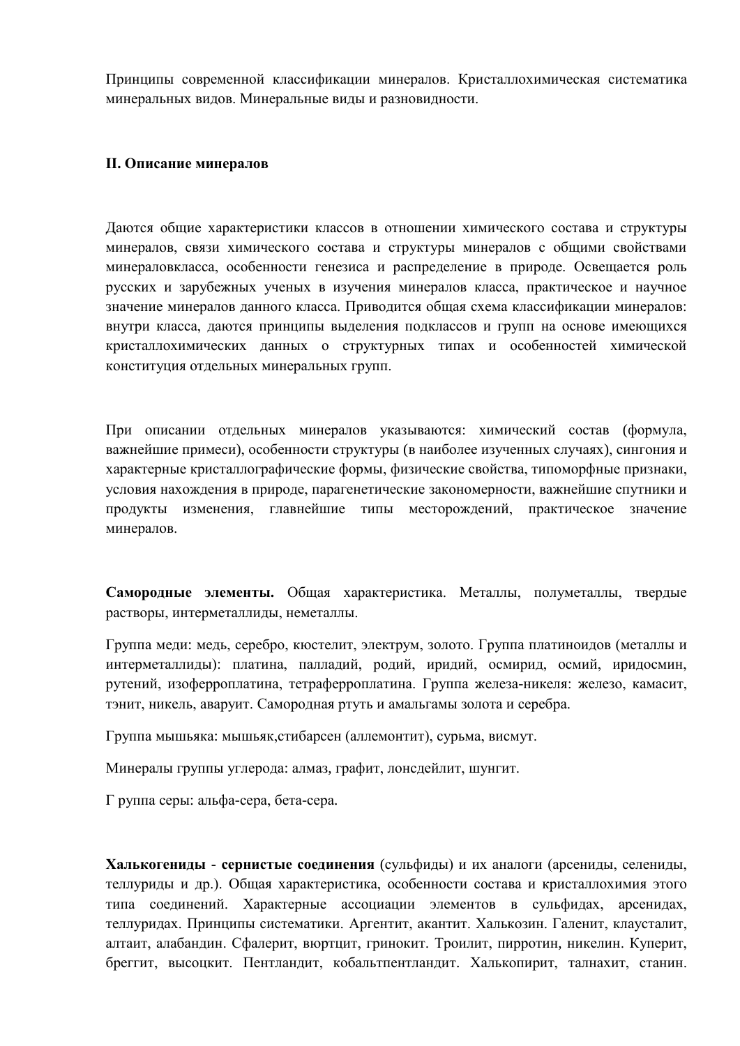Принципы современной классификации минералов. Кристаллохимическая систематика минеральных видов. Минеральные виды и разновидности.

**II. Описание минералов**

Даются общие характеристики классов в отношении химического состава и структуры минералов, связи химического состава и структуры минералов с общими свойствами минераловкласса, особенности генезиса и распределение в природе. Освещается роль русских и зарубежных ученых в изучения минералов класса, практическое и научное значение минералов данного класса. Приводится общая схема классификации минералов: внутри класса, даются принципы выделения подклассов и групп на основе имеющихся кристаллохимических данных о структурных типах и особенностей химической конституция отдельных минеральных групп.

При описании отдельных минералов указываются: химический состав (формула, важнейшие примеси), особенности структуры (в наиболее изученных случаях), сингония и характерные кристаллографические формы, физические свойства, типоморфные признаки, условия нахождения в природе, парагенетические закономерности, важнейшие спутники и продукты изменения, главнейшие типы месторождений, практическое значение минералов.

**Самородные элементы.** Общая характеристика. Металлы, полуметаллы, твердые растворы, интерметаллиды, неметаллы.

Группа меди: медь, серебро, кюстелит, электрум, золото. Группа платиноидов (металлы и интерметаллиды): платина, палладий, родий, иридий, осмирид, осмий, иридосмин, рутений, изоферроплатина, тетраферроплатина. Группа железа-никеля: железо, камасит, тэнит, никель, аваруит. Самородная ртуть и амальгамы золота и серебра.

Группа мышьяка: мышьяк,стибарсен (аллемонтит), сурьма, висмут.

Минералы группы углерода: алмаз, графит, лонсдейлит, шунгит.

Г руппа серы: альфа-сера, бета-сера.

**Халькогениды - сернистые соединения** (сульфиды) и их аналоги (арсениды, селениды, теллуриды и др.). Общая характеристика, особенности состава и кристаллохимия этого типа соединений. Характерные ассоциации элементов в сульфидах, арсенидах, теллуридах. Принципы систематики. Аргентит, акантит. Халькозин. Галенит, клаусталит, алтаит, алабандин. Сфалерит, вюртцит, гринокит. Троилит, пирротин, никелин. Куперит, брeггит, высоцкит. Пентландит, кобальтпентландит. Халькопирит, талнахит, станин.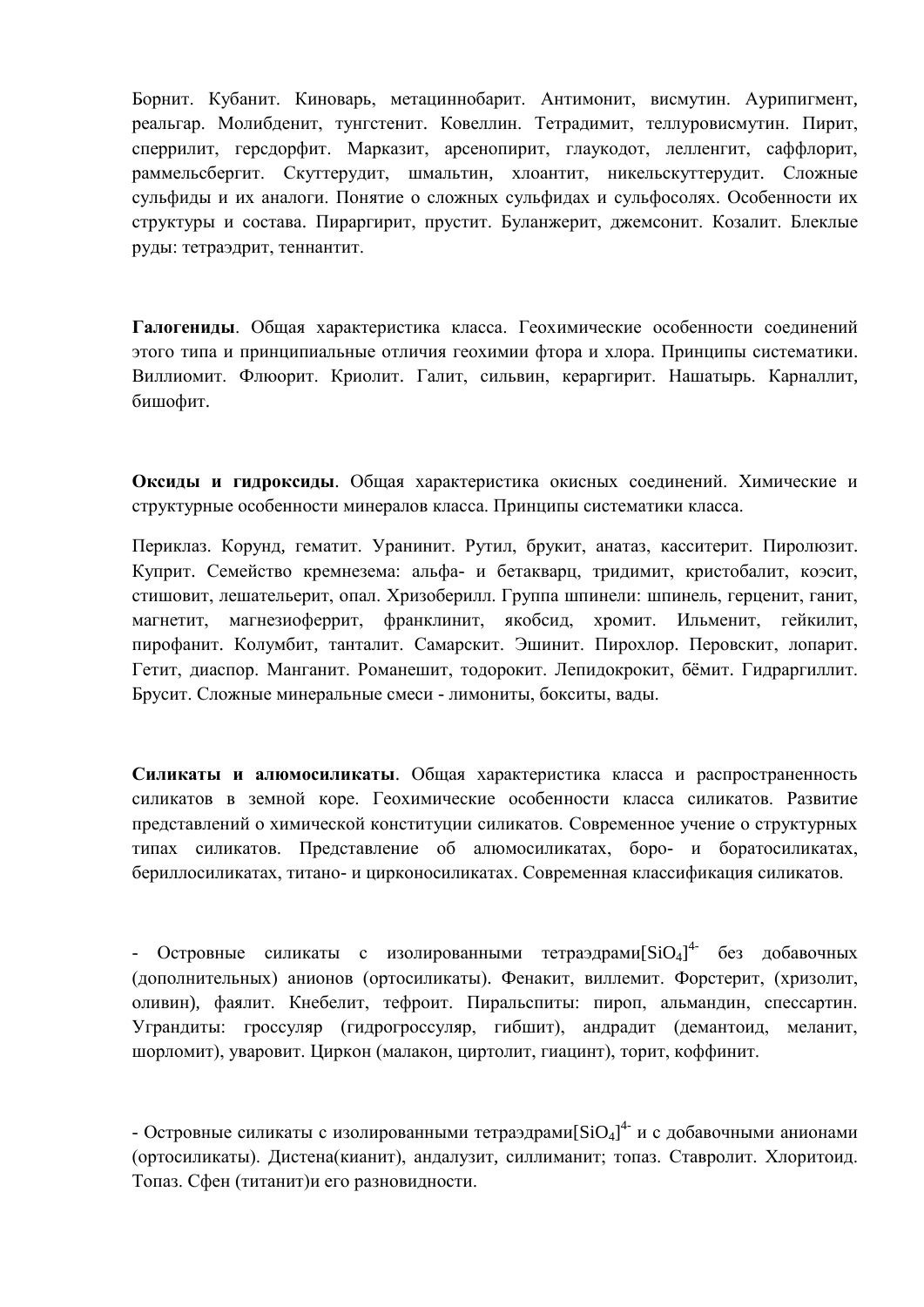Борнит. Кубанит. Киноварь, метациннобарит. Антимонит, висмутин. Аурипигмент, реальгар. Молибденит, тунгстенит. Ковеллин. Тетрадимит, теллуровисмутин. Пирит, сперрилит, герсдорфит. Марказит, арсенопирит, глаукодот, лелленгит, саффлорит, раммельсбергит. Скуттерудит, шмальтин, хлоантит, никельскуттерудит. Сложные сульфиды и их аналоги. Понятие о сложных сульфидах и сульфосолях. Особенности их структуры и состава. Пираргирит, прустит. Буланжерит, джемсонит. Козалит. Блеклые руды: тетраэдрит, теннантит.

**Галогениды**. Общая характеристика класса. Геохимические особенности соединений этого типа и принципиальные отличия геохимии фтора и хлора. Принципы систематики. Виллиомит. Флюорит. Криолит. Галит, сильвин, кераргирит. Нашатырь. Карналлит, бишофит.

**Оксиды и гидроксиды**. Общая характеристика окисных соединений. Химические и структурные особенности минералов класса. Принципы систематики класса.

Периклаз. Корунд, гематит. Уранинит. Рутил, брукит, анатаз, касситерит. Пиролюзит. Куприт. Семейство кремнезема: альфа- и бетакварц, тридимит, кристобалит, коэсит, стишовит, лешательерит, опал. Хризоберилл. Группа шпинели: шпинель, герценит, ганит, магнетит, магнезиоферрит, франклинит, якобсид, хромит. Ильменит, гейкилит, пирофанит. Колумбит, танталит. Самарскит. Эшинит. Пирохлор. Перовскит, лопарит. Гетит, диаспор. Манганит. Романешит, тодорокит. Лепидокрокит, бёмит. Гидраргиллит. Брусит. Сложные минеральные смеси - лимониты, бокситы, вады.

**Силикаты и алюмосиликаты**. Общая характеристика класса и распространенность силикатов в земной коре. Геохимические особенности класса силикатов. Развитие представлений о химической конституции силикатов. Современное учение о структурных типах силикатов. Представление об алюмосиликатах, боро- и боратосиликатах, бериллосиликатах, титано- и цирконосиликатах. Современная классификация силикатов.

- Островные силикаты с изолированными тетраэдрами$[SiO_4]^{4-}$ без добавочных (дополнительных) анионов (ортосиликаты). Фенакит, виллемит. Форстерит, (хризолит, оливин), фаялит. Кнебелит, тефроит. Пиральспиты: пироп, альмандин, спессартин. Уграндиты: гроссуляр (гидрогроссуляр, гибшит), андрадит (демантоид, меланит, шорломит), уваровит. Циркон (малакон, циртолит, гиацинт), торит, коффинит.

- Островные силикаты с изолированными тетраэдрами$[SiO_4]^{4-}$ и с добавочными анионами (ортосиликаты). Дистена(кианит), андалузит, силлиманит; топаз. Ставролит. Хлоритоид. Топаз. Сфен (титанит)и его разновидности.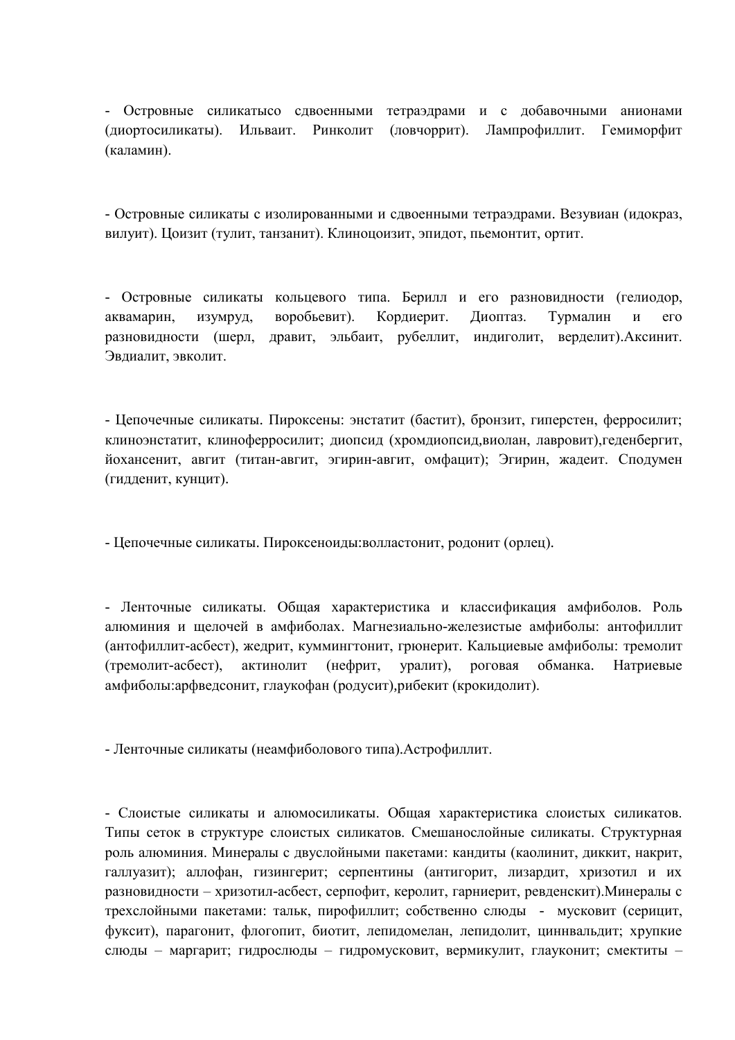- Островные силикатысо сдвоенными тетраэдрами и с добавочными анионами (диортосиликаты). Ильваит. Ринколит (ловчоррит). Лампрофиллит. Гемиморфит (каламин).

- Островные силикаты с изолированными и сдвоенными тетраэдрами. Везувиан (идокраз, вилуит). Цоизит (тулит, танзанит). Клиноцоизит, эпидот, пьемонтит, ортит.

- Островные силикаты кольцевого типа. Берилл и его разновидности (гелиодор, аквамарин, изумруд, воробьевит). Кордиерит. Диоптаз. Турмалин и его разновидности (шерл, дравит, эльбаит, рубеллит, индиголит, верделит).Аксинит. Эвдиалит, эвколит.

- Цепочечные силикаты. Пироксены: энстатит (бастит), бронзит, гиперстен, ферросилит; клиноэнстатит, клиноферросилит; диопсид (хромдиопсид,виолан, лавровит),геденбергит, йохансенит, авгит (титан-авгит, эгирин-авгит, омфацит); Эгирин, жадеит. Сподумен (гидденит, кунцит).

- Цепочечные силикаты. Пироксеноиды:волластонит, родонит (орлец).

- Ленточные силикаты. Общая характеристика и классификация амфиболов. Роль алюминия и щелочей в амфиболах. Магнезиально-железистые амфиболы: антофиллит (антофиллит-асбест), жедрит, куммингтонит, грюнерит. Кальциевые амфиболы: тремолит (тремолит-асбест), актинолит (нефрит, уралит), роговая обманка. Натриевые амфиболы:арфведсонит, глаукофан (родусит),рибекит (крокидолит).

- Ленточные силикаты (неамфиболового типа).Астрофиллит.

- Слоистые силикаты и алюмосиликаты. Общая характеристика слоистых силикатов. Типы сеток в структуре слоистых силикатов. Смешанослойные силикаты. Структурная роль алюминия. Минералы с двуслойными пакетами: кандиты (каолинит, диккит, накрит, галлуазит); аллофан, гизингерит; серпентины (антигорит, лизардит, хризотил и их разновидности – хризотил-асбест, серпофит, керолит, гарниерит, ревденскит).Минералы с трехслойными пакетами: тальк, пирофиллит; собственно слюды - мусковит (серицит, фуксит), парагонит, флогопит, биотит, лепидомелан, лепидолит, циннвальдит; хрупкие слюды – маргарит; гидрослюды – гидромусковит, вермикулит, глауконит; смектиты –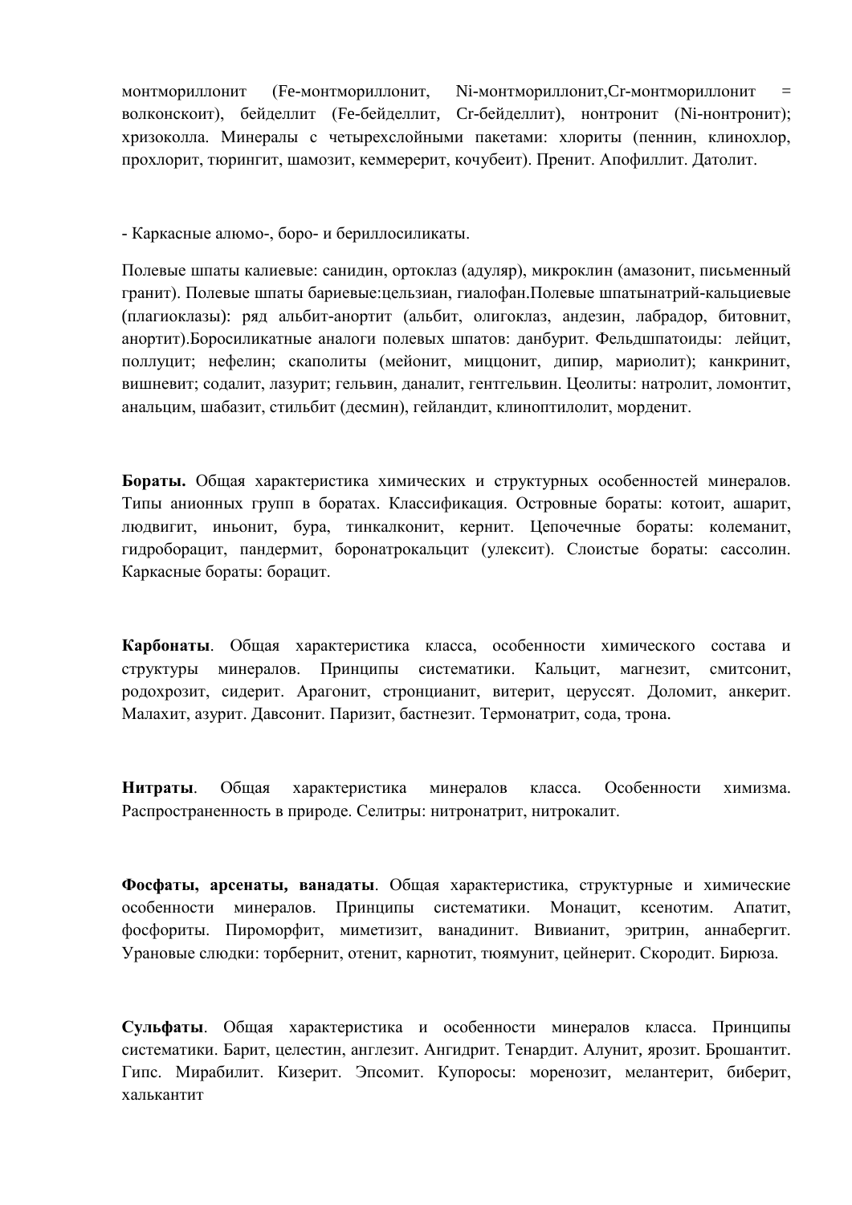монтмориллонит (Fe-монтмориллонит, Ni-монтмориллонит,Cr-монтмориллонит = волконскоит), бейделлит (Fe-бейделлит, Cr-бейделлит), нонтронит (Ni-нонтронит); хризоколла. Минералы с четырехслойными пакетами: хлориты (пеннин, клинохлор, прохлорит, тюрингит, шамозит, кеммererит, кочубеит). Пренит. Апофиллит. Датолит.

- Каркасные алюмо-, боро- и бериллосиликаты.

Полевые шпаты калиевые: санидин, ортоклаз (адуляр), микроклин (амазонит, письменный гранит). Полевые шпаты бариевые:цельзиан, гиалофан.Полевые шпатынатрий-кальциевые (плагиоклазы): ряд альбит-анортит (альбит, олигоклаз, андезин, лабрадор, битовнит, анортит).Боросиликатные аналоги полевых шпатов: данбурит. Фельдшпатоиды: лейцит, поллуцит; нефелин; скаполиты (мейонит, миццонит, дипир, мариолит); канкринит, вишневит; содалит, лазурит; гельвин, даналит, гентгельвин. Цеолиты: натролит, ломонтит, анальцим, шабазит, стильбит (десмин), гейландит, клиноптилолит, морденит.

**Бораты.** Общая характеристика химических и структурных особенностей минералов. Типы анионных групп в боратах. Классификация. Островные бораты: котоит, ашарит, людвигит, иньонит, бура, тинкалконит, кернит. Цепочечные бораты: колеманит, гидроборацит, пандермит, боронатрокальцит (улексит). Слоистые бораты: сассолин. Каркасные бораты: борацит.

**Карбонаты**. Общая характеристика класса, особенности химического состава и структуры минералов. Принципы систематики. Кальцит, магнезит, смитсонит, родохрозит, сидерит. Арагонит, стронцианит, витерит, церуссят. Доломит, анкерит. Малахит, азурит. Давсонит. Паризит, бастнезит. Термонатрит, сода, трона.

**Нитраты**. Общая характеристика минералов класса. Особенности химизма. Распространенность в природе. Селитры: нитронатрит, нитрокалит.

**Фосфаты, арсенаты, ванадаты**. Общая характеристика, структурные и химические особенности минералов. Принципы систематики. Монацит, ксенотим. Апатит, фосфориты. Пироморфит, миметизит, ванадинит. Вивианит, эритрин, аннабергит. Урановые слюдки: торбернит, отенит, карнотит, тюямунит, цейнерит. Скородит. Бирюза.

**Сульфаты**. Общая характеристика и особенности минералов класса. Принципы систематики. Барит, целестин, англезит. Ангидрит. Тенардит. Алунит, ярозит. Брошантит. Гипс. Мирабилит. Кизерит. Эпсомит. Купоросы: моренозит, мелантерит, биберит, халькантит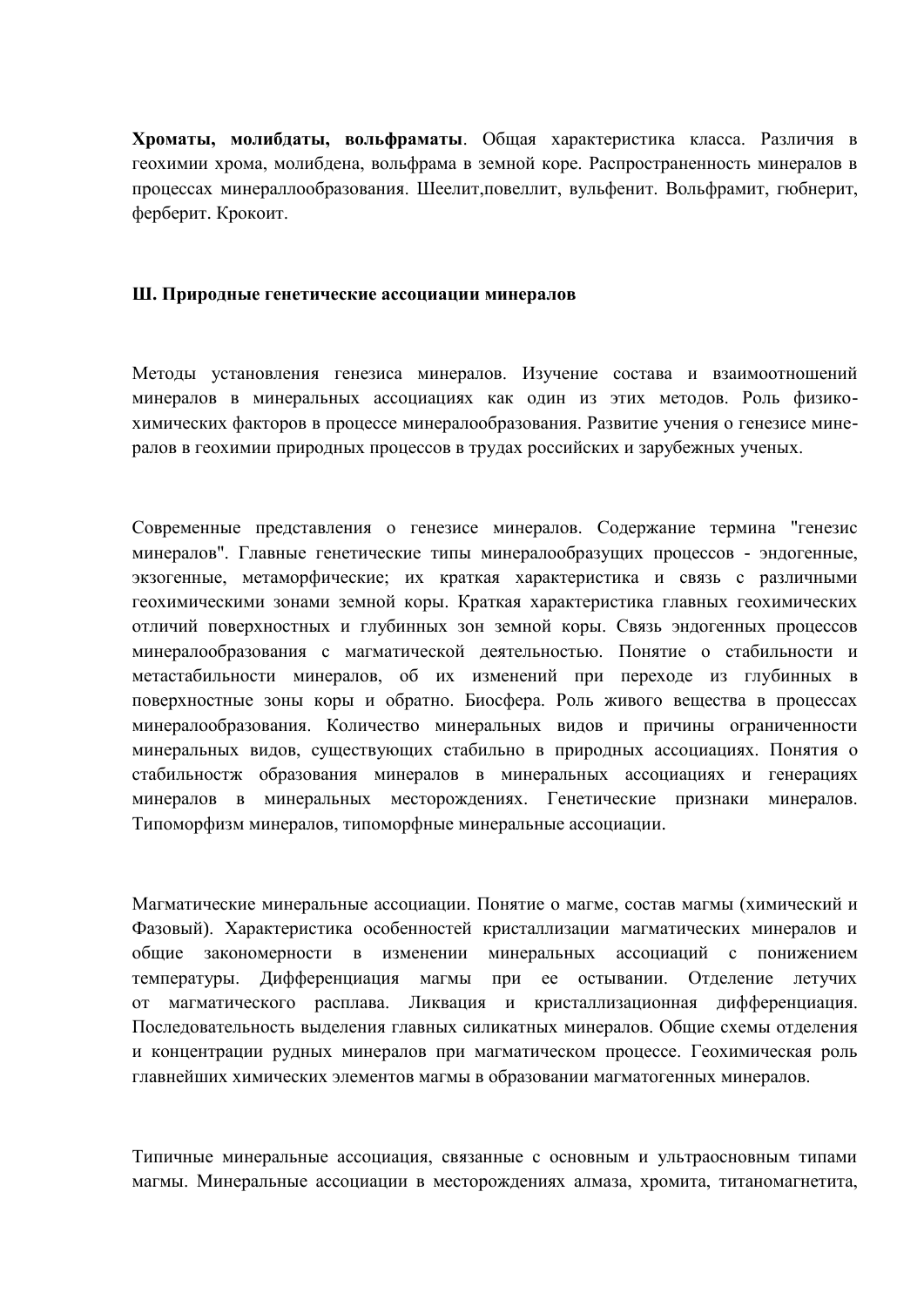**Хроматы, молибдаты, вольфраматы**. Общая характеристика класса. Различия в геохимии хрома, молибдена, вольфрама в земной коре. Распространенность минералов в процессах минераллообразования. Шеелит,повеллит, вульфенит. Вольфрамит, гюбнерит, ферберит. Крокоит.

## Ш. Природные генетические ассоциации минералов

Методы установления генезиса минералов. Изучение состава и взаимоотношений минералов в минеральных ассоциациях как один из этих методов. Роль физико-химических факторов в процессе минералообразования. Развитие учения о генезисе минералов в геохимии природных процессов в трудах российских и зарубежных ученых.

Современные представления о генезисе минералов. Содержание термина "генезис минералов". Главные генетические типы минералообразущих процессов - эндогенные, экзогенные, метаморфические; их краткая характеристика и связь с различными геохимическими зонами земной коры. Краткая характеристика главных геохимических отличий поверхностных и глубинных зон земной коры. Связь эндогенных процессов минералообразования с магматической деятельностью. Понятие о стабильности и метастабильности минералов, об их изменений при переходе из глубинных в поверхностные зоны коры и обратно. Биосфера. Роль живого вещества в процессах минералообразования. Количество минеральных видов и причины ограниченности минеральных видов, существующих стабильно в природных ассоциациях. Понятия о стабильностж образования минералов в минеральных ассоциациях и генерациях минералов в минеральных месторождениях. Генетические признаки минералов. Типоморфизм минералов, типоморфные минеральные ассоциации.

Магматические минеральные ассоциации. Понятие о магме, состав магмы (химический и Фазовый). Характеристика особенностей кристаллизации магматических минералов и общие закономерности в изменении минеральных ассоциаций с понижением температуры. Дифференциация магмы при ее остывании. Отделение летучих от магматического расплава. Ликвация и кристаллизационная дифференциация. Последовательность выделения главных силикатных минералов. Общие схемы отделения и концентрации рудных минералов при магматическом процессе. Геохимическая роль главнейших химических элементов магмы в образовании магматогенных минералов.

Типичные минеральные ассоциация, связанные с основным и ультраосновным типами магмы. Минеральные ассоциации в месторождениях алмаза, хромита, титаномагнетита,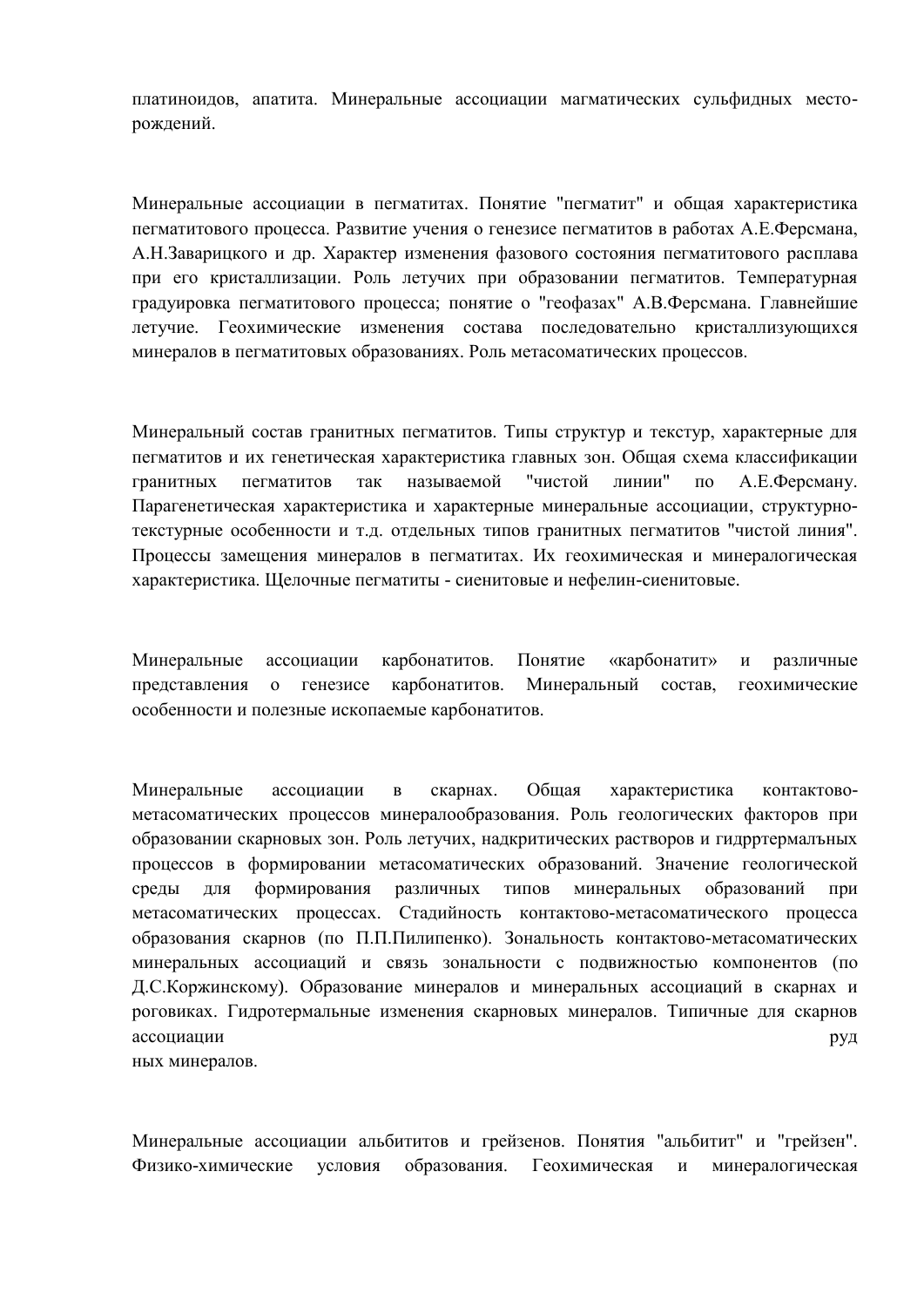платиноидов, апатита. Минеральные ассоциации магматических сульфидных месторождений.

Минеральные ассоциации в пегматитах. Понятие "пегматит" и общая характеристика пегматитового процесса. Развитие учения о генезисе пегматитов в работах А.Е.Ферсмана, А.Н.Заварицкого и др. Характер изменения фазового состояния пегматитового расплава при его кристаллизации. Роль летучих при образовании пегматитов. Температурная градуировка пегматитового процесса; понятие о "геофазах" А.В.Ферсмана. Главнейшие летучие. Геохимические изменения состава последовательно кристаллизующихся минералов в пегматитовых образованиях. Роль метасоматических процессов.

Минеральный состав гранитных пегматитов. Типы структур и текстур, характерные для пегматитов и их генетическая характеристика главных зон. Общая схема классификации гранитных пегматитов так называемой "чистой линии" по А.Е.Ферсману. Парагенетическая характеристика и характерные минеральные ассоциации, структурно-текстурные особенности и т.д. отдельных типов гранитных пегматитов "чистой линия". Процессы замещения минералов в пегматитах. Их геохимическая и минералогическая характеристика. Щелочные пегматиты - сиенитовые и нефелин-сиенитовые.

Минеральные ассоциации карбонатитов. Понятие «карбонатит» и различные представления о генезисе карбонатитов. Минеральный состав, геохимические особенности и полезные ископаемые карбонатитов.

Минеральные ассоциации в скарнах. Общая характеристика контактово-метасоматических процессов минералообразования. Роль геологических факторов при образовании скарновых зон. Роль летучих, надкритических растворов и гидрртермалъных процессов в формировании метасоматических образований. Значение геологической среды для формирования различных типов минеральных образований при метасоматических процессах. Стадийность контактово-метасоматического процесса образования скарнов (по П.П.Пилипенко). Зональность контактово-метасоматических минеральных ассоциаций и связь зональности с подвижностью компонентов (по Д.С.Коржинскому). Образование минералов и минеральных ассоциаций в скарнах и роговиках. Гидротермальные изменения скарновых минералов. Типичные для скарнов ассоциации руд
ных минералов.

Минеральные ассоциации альбититов и грейзенов. Понятия "альбитит" и "грейзен". Физико-химические условия образования. Геохимическая и минералогическая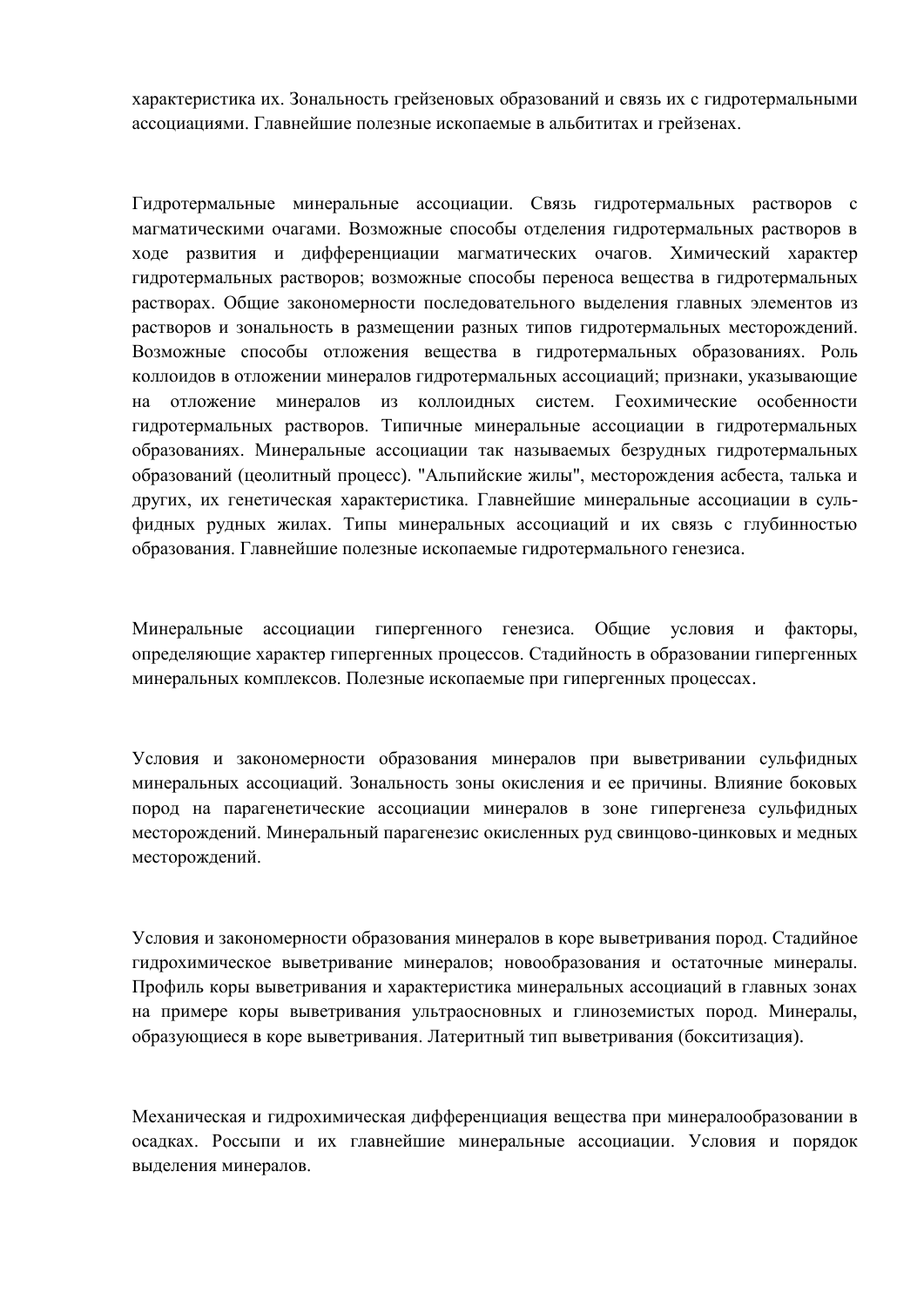характеристика их. Зональность грейзеновых образований и связь их с гидротермальными ассоциациями. Главнейшие полезные ископаемые в альбититах и грейзенах.

Гидротермальные минеральные ассоциации. Связь гидротермальных растворов с магматическими очагами. Возможные способы отделения гидротермальных растворов в ходе развития и дифференциации магматических очагов. Химический характер гидротермальных растворов; возможные способы переноса вещества в гидротермальных растворах. Общие закономерности последовательного выделения главных элементов из растворов и зональность в размещении разных типов гидротермальных месторождений. Возможные способы отложения вещества в гидротермальных образованиях. Роль коллоидов в отложении минералов гидротермальных ассоциаций; признаки, указывающие на отложение минералов из коллоидных систем. Геохимические особенности гидротермальных растворов. Типичные минеральные ассоциации в гидротермальных образованиях. Минеральные ассоциации так называемых безрудных гидротермальных образований (цеолитный процесс). "Альпийские жилы", месторождения асбеста, талька и других, их генетическая характеристика. Главнейшие минеральные ассоциации в сульфидных рудных жилах. Типы минеральных ассоциаций и их связь с глубинностью образования. Главнейшие полезные ископаемые гидротермального генезиса.

Минеральные ассоциации гипергенного генезиса. Общие условия и факторы, определяющие характер гипергенных процессов. Стадийность в образовании гипергенных минеральных комплексов. Полезные ископаемые при гипергенных процессах.

Условия и закономерности образования минералов при выветривании сульфидных минеральных ассоциаций. Зональность зоны окисления и ее причины. Влияние боковых пород на парагенетические ассоциации минералов в зоне гипергенеза сульфидных месторождений. Минеральный парагенезис окисленных руд свинцово-цинковых и медных месторождений.

Условия и закономерности образования минералов в коре выветривания пород. Стадийное гидрохимическое выветривание минералов; новообразования и остаточные минералы. Профиль коры выветривания и характеристика минеральных ассоциаций в главных зонах на примере коры выветривания ультраосновных и глиноземистых пород. Минералы, образующиеся в коре выветривания. Латеритный тип выветривания (бокситизация).

Механическая и гидрохимическая дифференциация вещества при минералообразовании в осадках. Россыпи и их главнейшие минеральные ассоциации. Условия и порядок выделения минералов.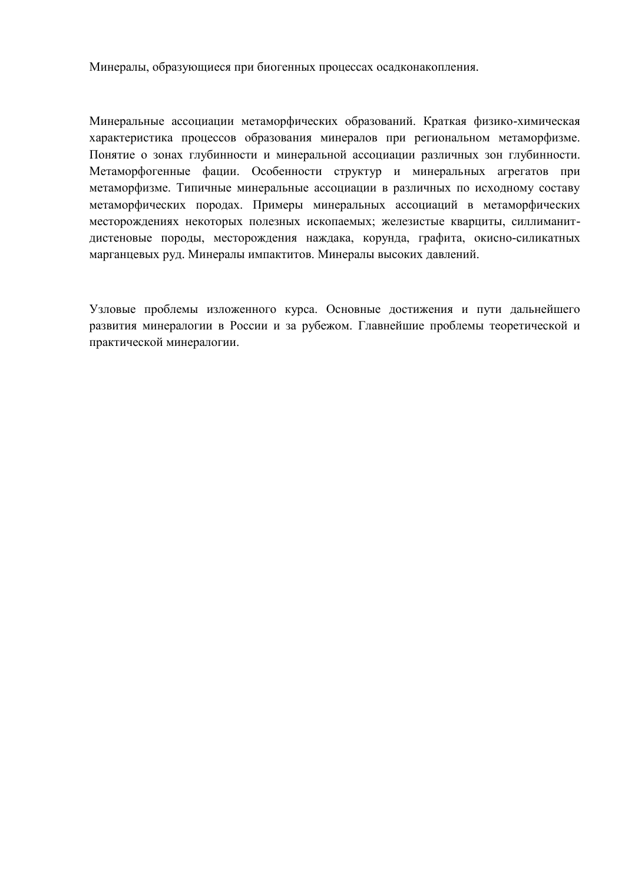Минералы, образующиеся при биогенных процессах осадконакопления.

Минеральные ассоциации метаморфических образований. Краткая физико-химическая характеристика процессов образования минералов при региональном метаморфизме. Понятие о зонах глубинности и минеральной ассоциации различных зон глубинности. Метаморфогенные фации. Особенности структур и минеральных агрегатов при метаморфизме. Типичные минеральные ассоциации в различных по исходному составу метаморфических породах. Примеры минеральных ассоциаций в метаморфических месторождениях некоторых полезных ископаемых; железистые кварциты, силлиманит-дистеновые породы, месторождения наждака, корунда, графита, окисно-силикатных марганцевых руд. Минералы импактитов. Минералы высоких давлений.

Узловые проблемы изложенного курса. Основные достижения и пути дальнейшего развития минералогии в России и за рубежом. Главнейшие проблемы теоретической и практической минералогии.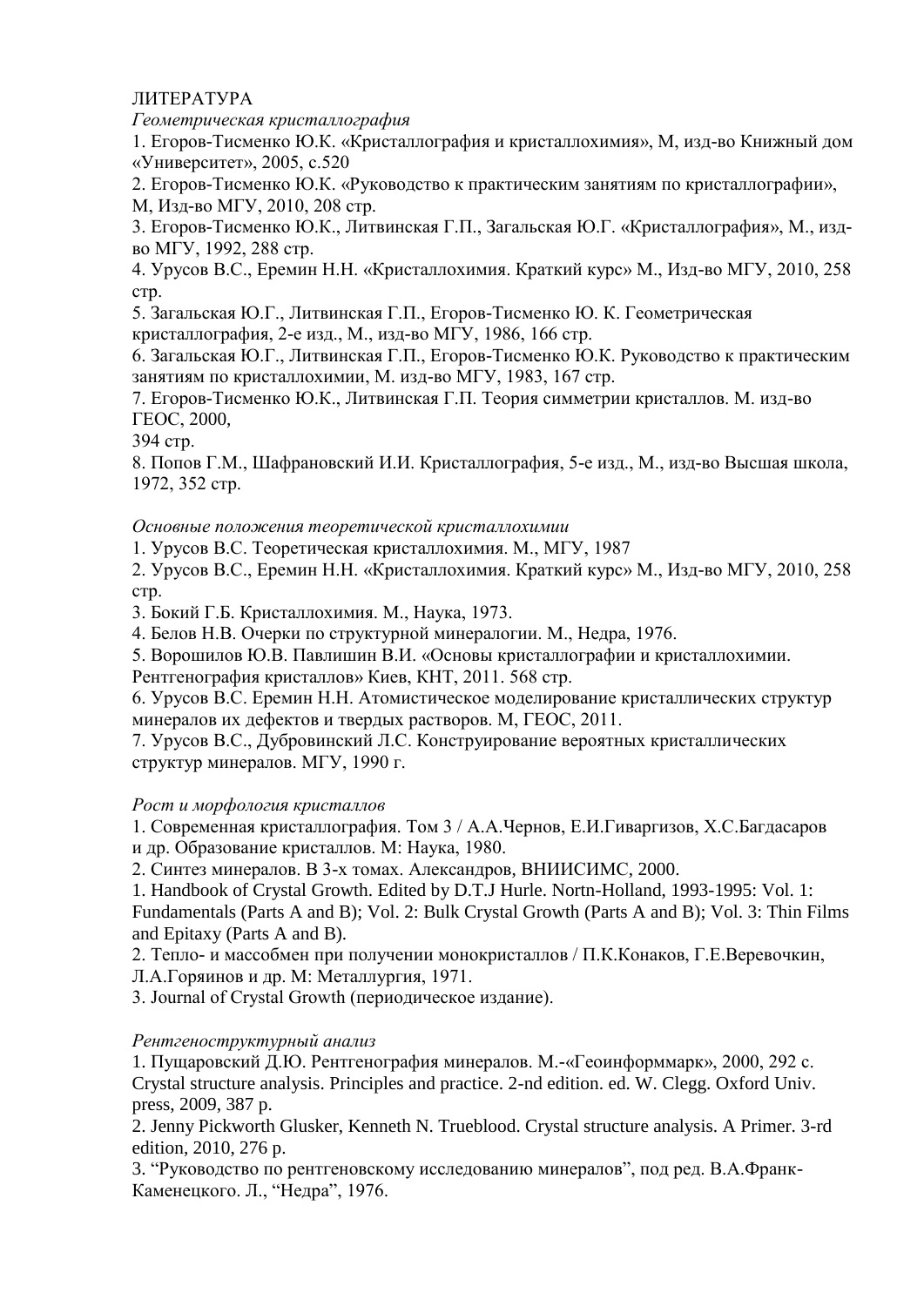ЛИТЕРАТУРА

*Геометрическая кристаллография*

1. Егоров-Тисменко Ю.К. «Кристаллография и кристаллохимия», М, изд-во Книжный дом «Университет», 2005, с.520
2. Егоров-Тисменко Ю.К. «Руководство к практическим занятиям по кристаллографии», М, Изд-во МГУ, 2010, 208 стр.
3. Егоров-Тисменко Ю.К., Литвинская Г.П., Загальская Ю.Г. «Кристаллография», М., изд-во МГУ, 1992, 288 стр.
4. Урусов В.С., Еремин Н.Н. «Кристаллохимия. Краткий курс» М., Изд-во МГУ, 2010, 258 стр.
5. Загальская Ю.Г., Литвинская Г.П., Егоров-Тисменко Ю. К. Геометрическая кристаллография, 2-е изд., М., изд-во МГУ, 1986, 166 стр.
6. Загальская Ю.Г., Литвинская Г.П., Егоров-Тисменко Ю.К. Руководство к практическим занятиям по кристаллохимии, М. изд-во МГУ, 1983, 167 стр.
7. Егоров-Тисменко Ю.К., Литвинская Г.П. Теория симметрии кристаллов. М. изд-во ГЕОС, 2000,
394 стр.
8. Попов Г.М., Шафрановский И.И. Кристаллография, 5-е изд., М., изд-во Высшая школа, 1972, 352 стр.

*Основные положения теоретической кристаллохимии*

1. Урусов В.С. Теоретическая кристаллохимия. М., МГУ, 1987
2. Урусов В.С., Еремин Н.Н. «Кристаллохимия. Краткий курс» М., Изд-во МГУ, 2010, 258 стр.
3. Бокий Г.Б. Кристаллохимия. М., Наука, 1973.
4. Белов Н.В. Очерки по структурной минералогии. М., Недра, 1976.
5. Ворошилов Ю.В. Павлишин В.И. «Основы кристаллографии и кристаллохимии. Рентгенография кристаллов» Киев, КНТ, 2011. 568 стр.
6. Урусов В.С. Еремин Н.Н. Атомистическое моделирование кристаллических структур минералов их дефектов и твердых растворов. М, ГЕОС, 2011.
7. Урусов В.С., Дубровинский Л.С. Конструирование вероятных кристаллических структур минералов. МГУ, 1990 г.

*Рост и морфология кристаллов*

1. Современная кристаллография. Том 3 / А.А.Чернов, Е.И.Гиваргизов, Х.С.Багдасаров и др. Образование кристаллов. М: Наука, 1980.
2. Синтез минералов. В 3-х томах. Александров, ВНИИСИМС, 2000.
1. Handbook of Crystal Growth. Edited by D.T.J Hurle. Nortn-Holland, 1993-1995: Vol. 1: Fundamentals (Parts A and B); Vol. 2: Bulk Crystal Growth (Parts A and B); Vol. 3: Thin Films and Epitaxy (Parts A and B).
2. Тепло- и массобмен при получении монокристаллов / П.К.Конаков, Г.Е.Веревочкин, Л.А.Горяинов и др. М: Металлургия, 1971.
3. Journal of Crystal Growth (периодическое издание).

*Рентгеноструктурный анализ*

1. Пущаровский Д.Ю. Рентгенография минералов. М.-«Геоинформмарк», 2000, 292 с. Crystal structure analysis. Principles and practice. 2-nd edition. ed. W. Clegg. Oxford Univ. press, 2009, 387 p.
2. Jenny Pickworth Glusker, Kenneth N. Trueblood. Crystal structure analysis. A Primer. 3-rd edition, 2010, 276 p.
3. "Руководство по рентгеновскому исследованию минералов", под ред. В.А.Франк-Каменецкого. Л., "Недра", 1976.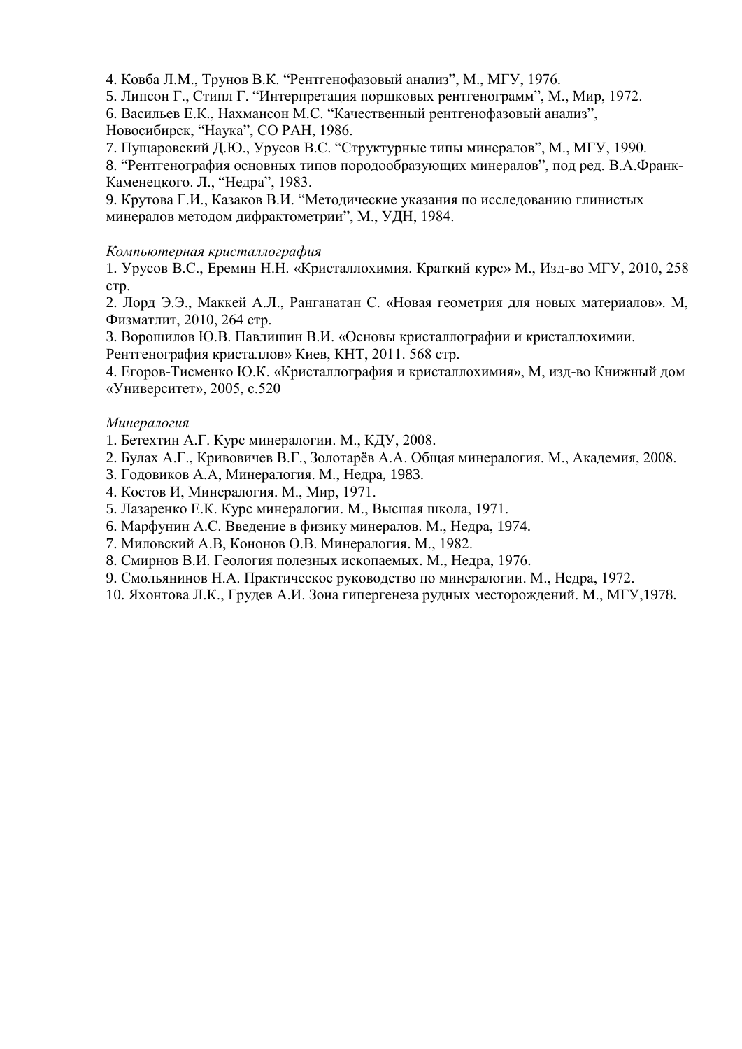4. Ковба Л.М., Трунов В.К. “Рентгенофазовый анализ”, М., МГУ, 1976.
5. Липсон Г., Стипл Г. “Интерпретация поршковых рентгенограмм”, М., Мир, 1972.
6. Васильев Е.К., Нахмансон М.С. “Качественный рентгенофазовый анализ”, Новосибирск, “Наука”, СО РАН, 1986.
7. Пущаровский Д.Ю., Урусов В.С. “Структурные типы минералов”, М., МГУ, 1990.
8. “Рентгенография основных типов породообразующих минералов”, под ред. В.А.Франк-Каменецкого. Л., “Недра”, 1983.
9. Крутова Г.И., Казаков В.И. “Методические указания по исследованию глинистых минералов методом дифрактометрии”, М., УДН, 1984.

*Компьютерная кристаллография*

1. Урусов В.С., Еремин Н.Н. «Кристаллохимия. Краткий курс» М., Изд-во МГУ, 2010, 258 стр.
2. Лорд Э.Э., Маккей А.Л., Ранганатан С. «Новая геометрия для новых материалов». М, Физматлит, 2010, 264 стр.
3. Ворошилов Ю.В. Павлишин В.И. «Основы кристаллографии и кристаллохимии. Рентгенография кристаллов» Киев, КНТ, 2011. 568 стр.
4. Егоров-Тисменко Ю.К. «Кристаллография и кристаллохимия», М, изд-во Книжный дом «Университет», 2005, с.520

*Минералогия*

1. Бетехтин А.Г. Курс минералогии. М., КДУ, 2008.
2. Булах А.Г., Кривовичев В.Г., Золотарёв А.А. Общая минералогия. М., Академия, 2008.
3. Годовиков А.А, Минералогия. М., Недра, 1983.
4. Костов И, Минералогия. М., Мир, 1971.
5. Лазаренко Е.К. Курс минералогии. М., Высшая школа, 1971.
6. Марфунин А.С. Введение в физику минералов. М., Недра, 1974.
7. Миловский А.В, Кононов О.В. Минералогия. М., 1982.
8. Смирнов В.И. Геология полезных ископаемых. М., Недра, 1976.
9. Смольянинов Н.А. Практическое руководство по минералогии. М., Недра, 1972.
10. Яхонтова Л.К., Грудев А.И. Зона гипергенеза рудных месторождений. М., МГУ,1978.